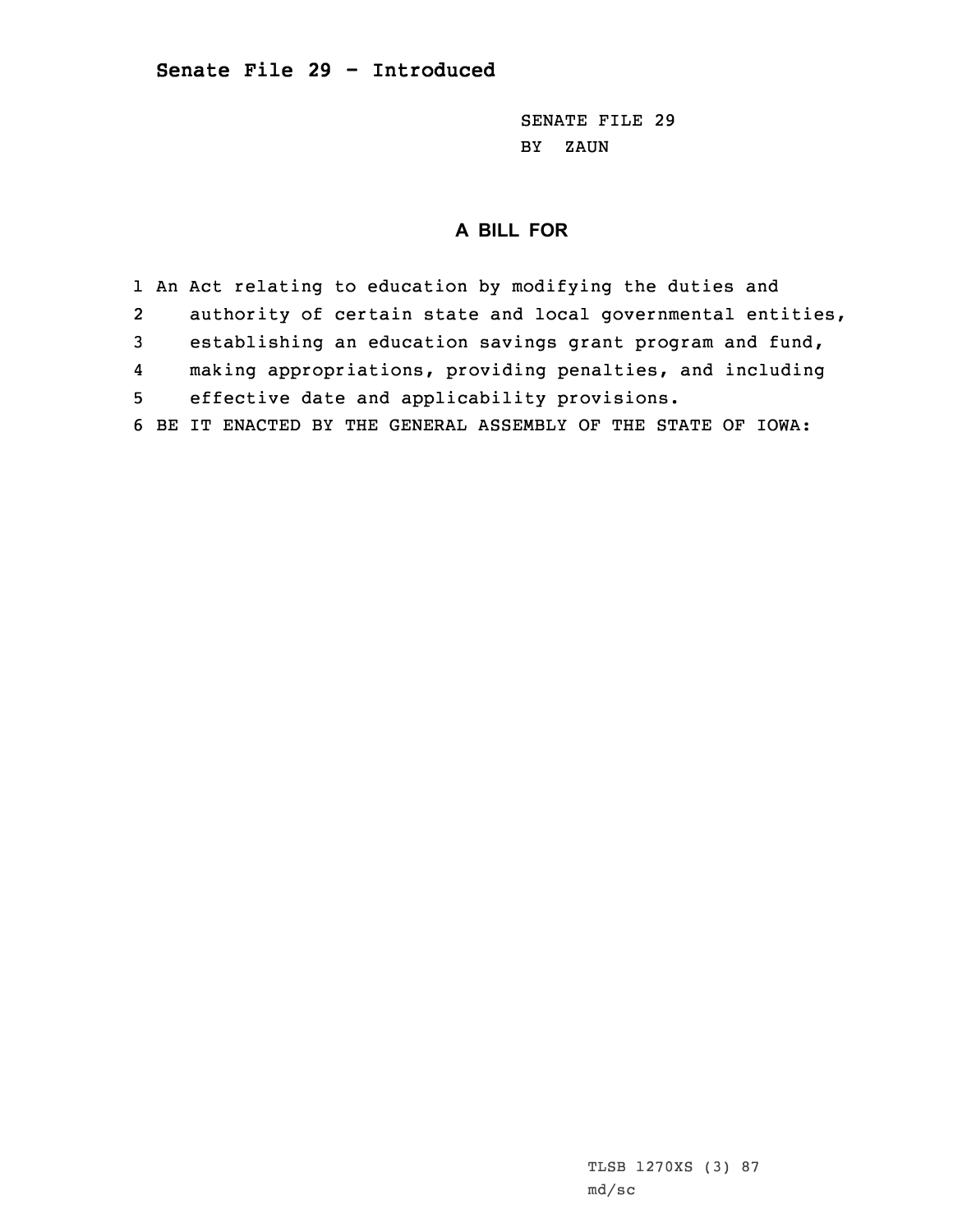## Senate File 29 - Introduced

SENATE FILE 29
BY ZAUN

### A BILL FOR

1 An Act relating to education by modifying the duties and
2 authority of certain state and local governmental entities,
3 establishing an education savings grant program and fund,
4 making appropriations, providing penalties, and including
5 effective date and applicability provisions.
6 BE IT ENACTED BY THE GENERAL ASSEMBLY OF THE STATE OF IOWA:

TLSB 1270XS (3) 87
md/sc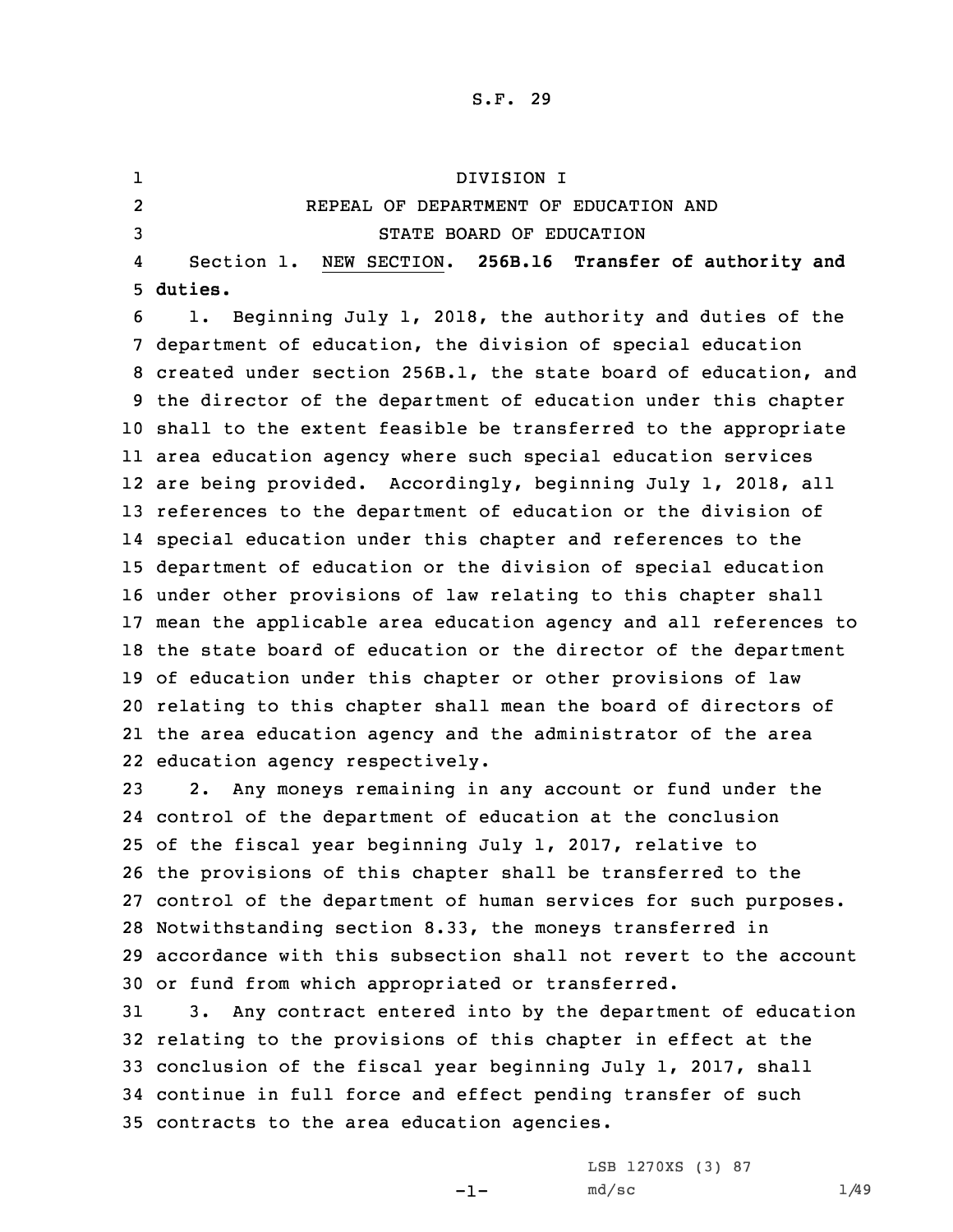DIVISION I

REPEAL OF DEPARTMENT OF EDUCATION AND

STATE BOARD OF EDUCATION

Section 1. NEW SECTION. **256B.16 Transfer of authority and duties.**

1. Beginning July 1, 2018, the authority and duties of the department of education, the division of special education created under section 256B.1, the state board of education, and the director of the department of education under this chapter shall to the extent feasible be transferred to the appropriate area education agency where such special education services are being provided. Accordingly, beginning July 1, 2018, all references to the department of education or the division of special education under this chapter and references to the department of education or the division of special education under other provisions of law relating to this chapter shall mean the applicable area education agency and all references to the state board of education or the director of the department of education under this chapter or other provisions of law relating to this chapter shall mean the board of directors of the area education agency and the administrator of the area education agency respectively.

2. Any moneys remaining in any account or fund under the control of the department of education at the conclusion of the fiscal year beginning July 1, 2017, relative to the provisions of this chapter shall be transferred to the control of the department of human services for such purposes. Notwithstanding section 8.33, the moneys transferred in accordance with this subsection shall not revert to the account or fund from which appropriated or transferred.

3. Any contract entered into by the department of education relating to the provisions of this chapter in effect at the conclusion of the fiscal year beginning July 1, 2017, shall continue in full force and effect pending transfer of such contracts to the area education agencies.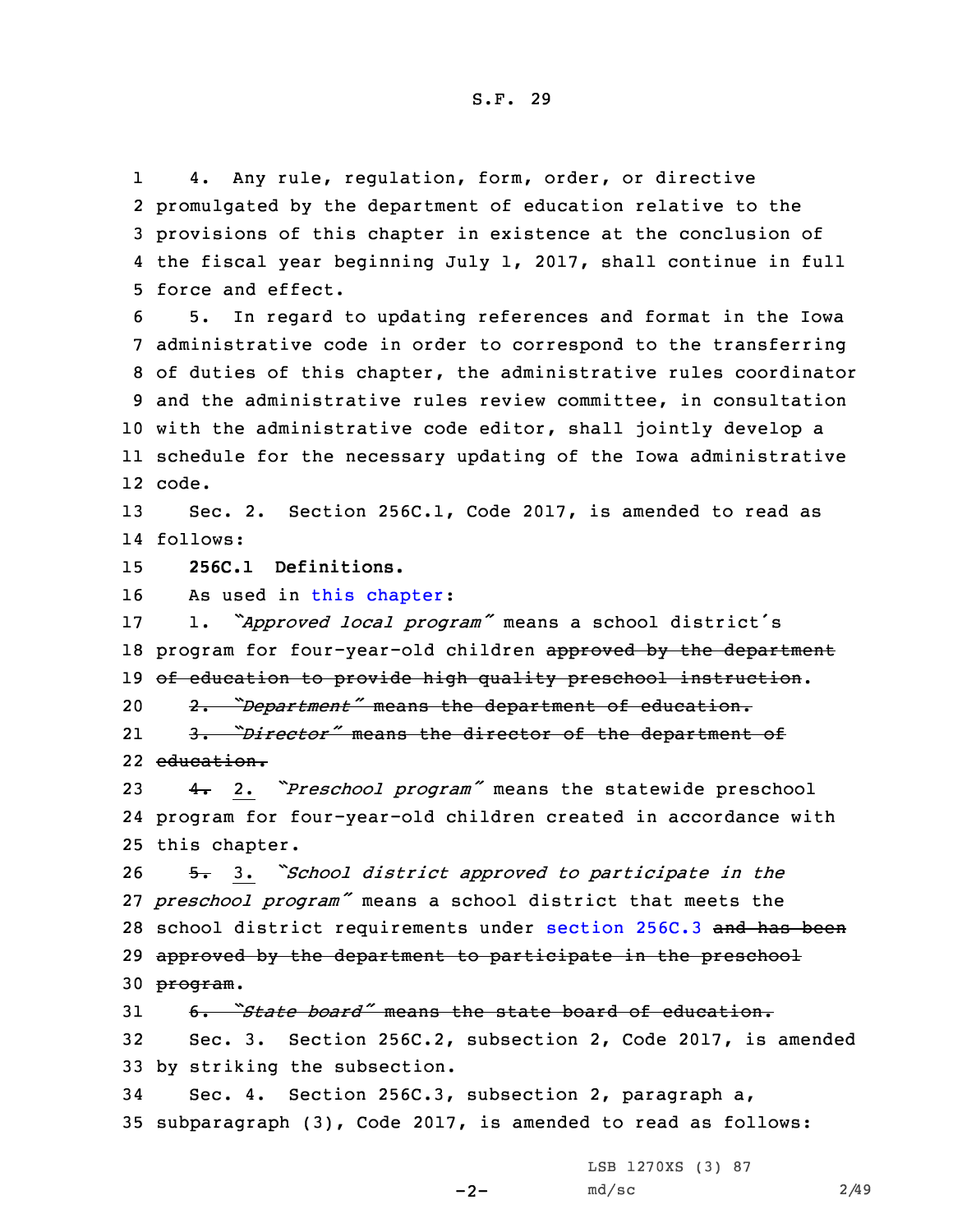4. Any rule, regulation, form, order, or directive promulgated by the department of education relative to the provisions of this chapter in existence at the conclusion of the fiscal year beginning July 1, 2017, shall continue in full force and effect.

5. In regard to updating references and format in the Iowa administrative code in order to correspond to the transferring of duties of this chapter, the administrative rules coordinator and the administrative rules review committee, in consultation with the administrative code editor, shall jointly develop a schedule for the necessary updating of the Iowa administrative code.

Sec. 2. Section 256C.1, Code 2017, is amended to read as follows:

**256C.1 Definitions.**

As used in this chapter:

1. *"Approved local program"* means a school district's program for four-year-old children ~~approved by the department of education to provide high quality preschool instruction~~.

~~2. *"Department"* means the department of education.~~

~~3. *"Director"* means the director of the department of education.~~

~~4.~~ 2. *"Preschool program"* means the statewide preschool program for four-year-old children created in accordance with this chapter.

~~5.~~ 3. *"School district approved to participate in the preschool program"* means a school district that meets the school district requirements under section 256C.3 ~~and has been approved by the department to participate in the preschool program~~.

~~6. *"State board"* means the state board of education.~~

Sec. 3. Section 256C.2, subsection 2, Code 2017, is amended by striking the subsection.

Sec. 4. Section 256C.3, subsection 2, paragraph a, subparagraph (3), Code 2017, is amended to read as follows: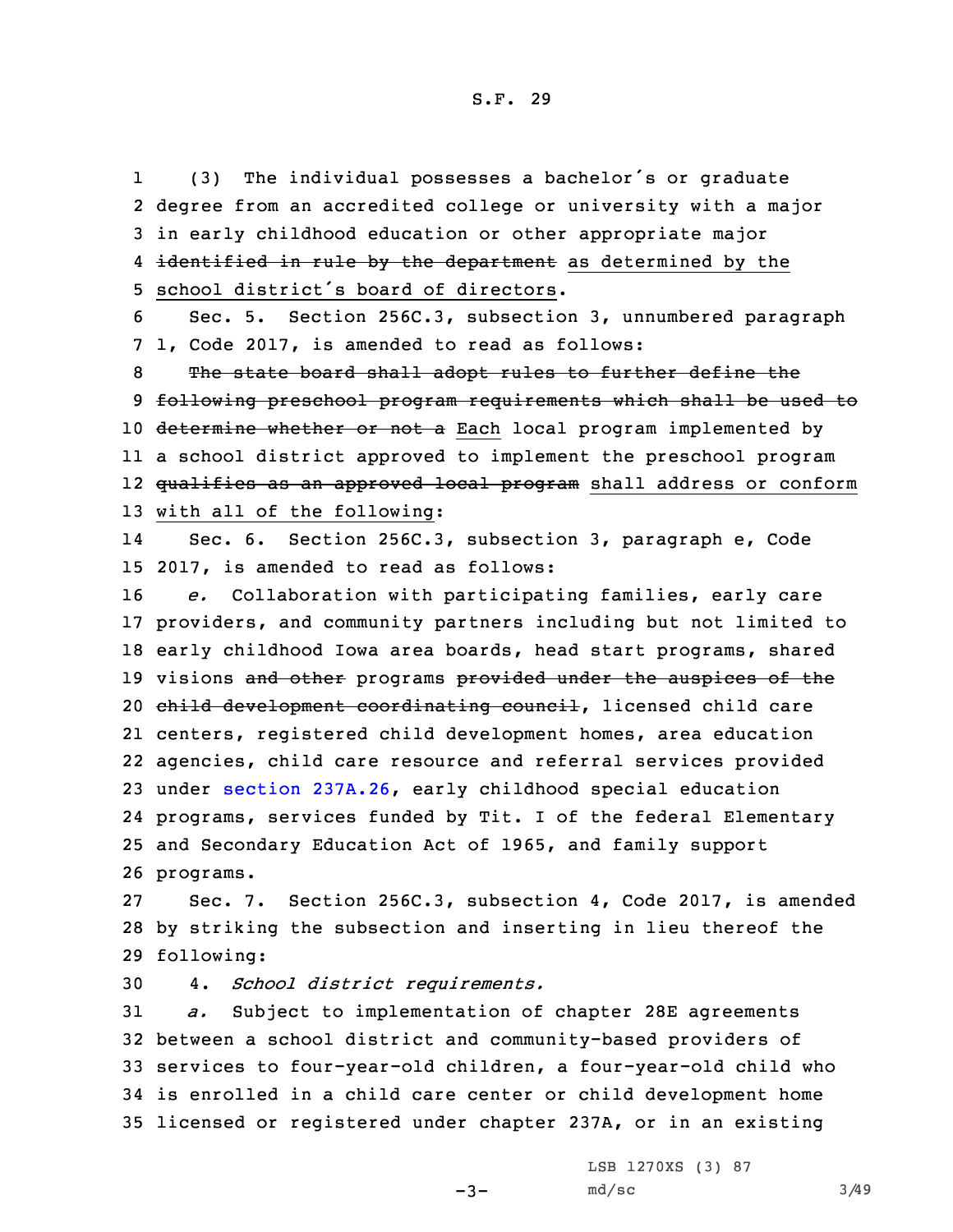(3) The individual possesses a bachelor's or graduate degree from an accredited college or university with a major in early childhood education or other appropriate major ~~identified in rule by the department~~ as determined by the school district's board of directors.

Sec. 5. Section 256C.3, subsection 3, unnumbered paragraph 1, Code 2017, is amended to read as follows:

~~The state board shall adopt rules to further define the following preschool program requirements which shall be used to determine whether or not a~~ Each local program implemented by a school district approved to implement the preschool program ~~qualifies as an approved local program~~ shall address or conform with all of the following:

Sec. 6. Section 256C.3, subsection 3, paragraph e, Code 2017, is amended to read as follows:

*e.* Collaboration with participating families, early care providers, and community partners including but not limited to early childhood Iowa area boards, head start programs, shared visions ~~and other~~ programs ~~provided under the auspices of the child development coordinating council~~, licensed child care centers, registered child development homes, area education agencies, child care resource and referral services provided under section 237A.26, early childhood special education programs, services funded by Tit. I of the federal Elementary and Secondary Education Act of 1965, and family support programs.

Sec. 7. Section 256C.3, subsection 4, Code 2017, is amended by striking the subsection and inserting in lieu thereof the following:

4. *School district requirements.*

*a.* Subject to implementation of chapter 28E agreements between a school district and community-based providers of services to four-year-old children, a four-year-old child who is enrolled in a child care center or child development home licensed or registered under chapter 237A, or in an existing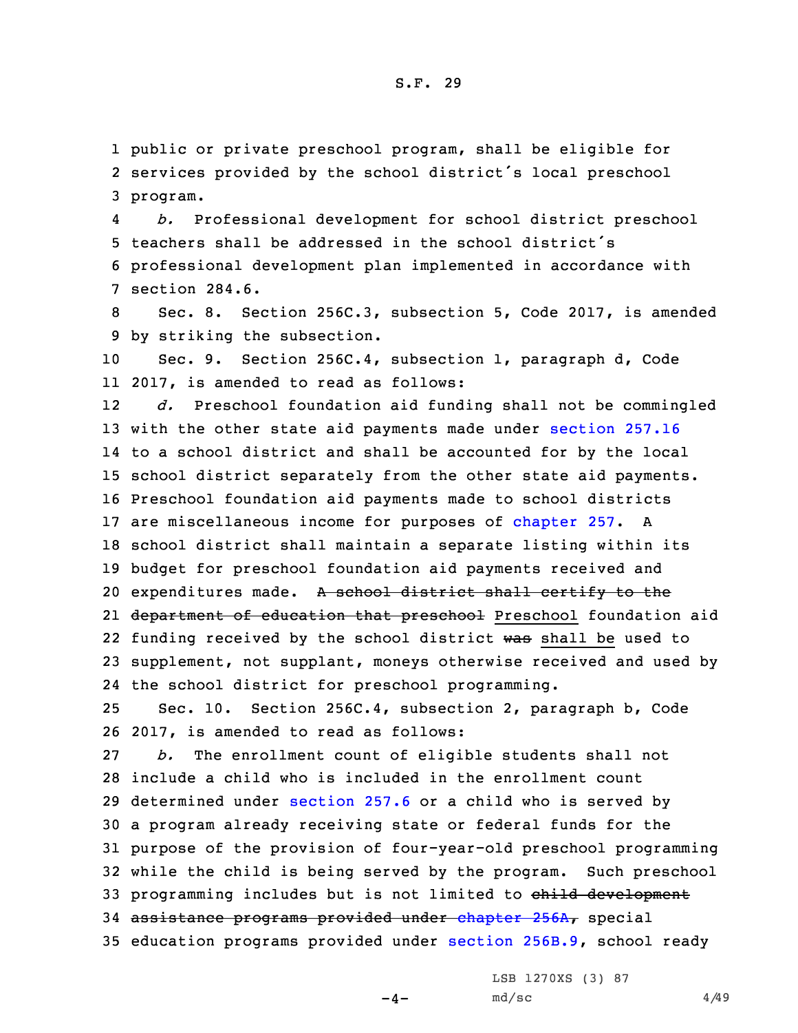public or private preschool program, shall be eligible for services provided by the school district's local preschool program.

*b.* Professional development for school district preschool teachers shall be addressed in the school district's professional development plan implemented in accordance with section 284.6.

Sec. 8. Section 256C.3, subsection 5, Code 2017, is amended by striking the subsection.

Sec. 9. Section 256C.4, subsection 1, paragraph d, Code 2017, is amended to read as follows:

*d.* Preschool foundation aid funding shall not be commingled with the other state aid payments made under section 257.16 to a school district and shall be accounted for by the local school district separately from the other state aid payments. Preschool foundation aid payments made to school districts are miscellaneous income for purposes of chapter 257. A school district shall maintain a separate listing within its budget for preschool foundation aid payments received and expenditures made. ~~A school district shall certify to the department of education that preschool~~ Preschool foundation aid funding received by the school district ~~was~~ shall be used to supplement, not supplant, moneys otherwise received and used by the school district for preschool programming.

Sec. 10. Section 256C.4, subsection 2, paragraph b, Code 2017, is amended to read as follows:

*b.* The enrollment count of eligible students shall not include a child who is included in the enrollment count determined under section 257.6 or a child who is served by a program already receiving state or federal funds for the purpose of the provision of four-year-old preschool programming while the child is being served by the program. Such preschool programming includes but is not limited to ~~child development assistance programs provided under chapter 256A,~~ special education programs provided under section 256B.9, school ready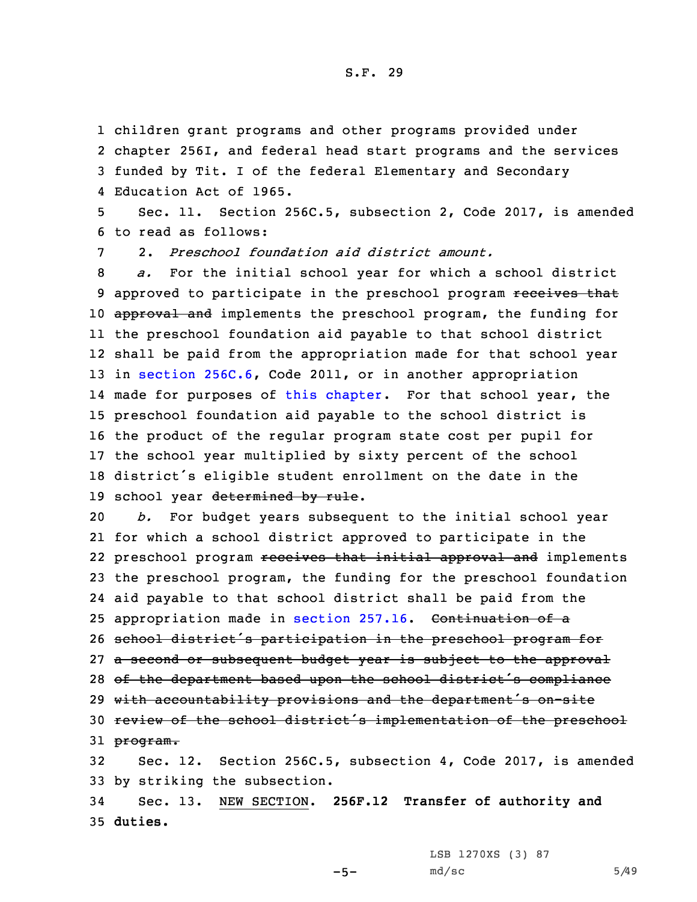children grant programs and other programs provided under chapter 256I, and federal head start programs and the services funded by Tit. I of the federal Elementary and Secondary Education Act of 1965.

Sec. 11. Section 256C.5, subsection 2, Code 2017, is amended to read as follows:

2. *Preschool foundation aid district amount.*

*a.* For the initial school year for which a school district approved to participate in the preschool program ~~receives that approval and~~ implements the preschool program, the funding for the preschool foundation aid payable to that school district shall be paid from the appropriation made for that school year in section 256C.6, Code 2011, or in another appropriation made for purposes of this chapter. For that school year, the preschool foundation aid payable to the school district is the product of the regular program state cost per pupil for the school year multiplied by sixty percent of the school district's eligible student enrollment on the date in the school year ~~determined by rule~~.

*b.* For budget years subsequent to the initial school year for which a school district approved to participate in the preschool program ~~receives that initial approval and~~ implements the preschool program, the funding for the preschool foundation aid payable to that school district shall be paid from the appropriation made in section 257.16. ~~Continuation of a school district's participation in the preschool program for a second or subsequent budget year is subject to the approval of the department based upon the school district's compliance with accountability provisions and the department's on-site review of the school district's implementation of the preschool program.~~

Sec. 12. Section 256C.5, subsection 4, Code 2017, is amended by striking the subsection.

Sec. 13. NEW SECTION. **256F.12 Transfer of authority and duties.**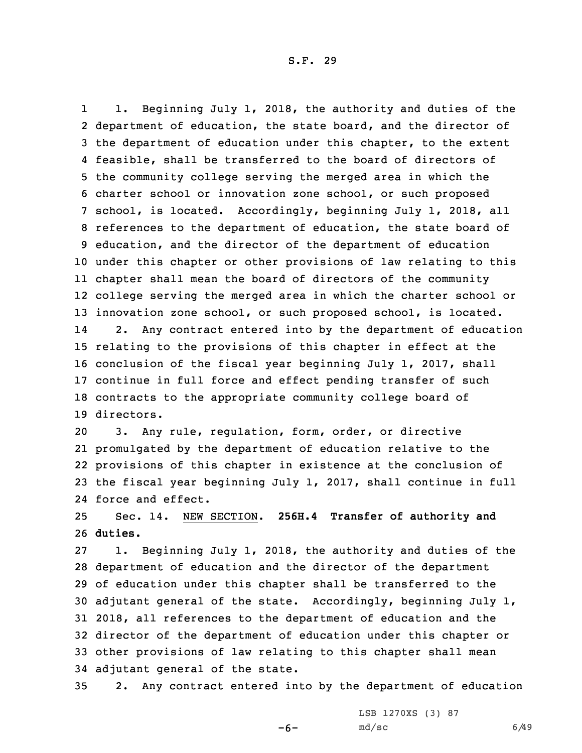1. Beginning July 1, 2018, the authority and duties of the department of education, the state board, and the director of the department of education under this chapter, to the extent feasible, shall be transferred to the board of directors of the community college serving the merged area in which the charter school or innovation zone school, or such proposed school, is located. Accordingly, beginning July 1, 2018, all references to the department of education, the state board of education, and the director of the department of education under this chapter or other provisions of law relating to this chapter shall mean the board of directors of the community college serving the merged area in which the charter school or innovation zone school, or such proposed school, is located.

2. Any contract entered into by the department of education relating to the provisions of this chapter in effect at the conclusion of the fiscal year beginning July 1, 2017, shall continue in full force and effect pending transfer of such contracts to the appropriate community college board of directors.

3. Any rule, regulation, form, order, or directive promulgated by the department of education relative to the provisions of this chapter in existence at the conclusion of the fiscal year beginning July 1, 2017, shall continue in full force and effect.

Sec. 14. NEW SECTION. **256H.4 Transfer of authority and duties.**

1. Beginning July 1, 2018, the authority and duties of the department of education and the director of the department of education under this chapter shall be transferred to the adjutant general of the state. Accordingly, beginning July 1, 2018, all references to the department of education and the director of the department of education under this chapter or other provisions of law relating to this chapter shall mean adjutant general of the state.

2. Any contract entered into by the department of education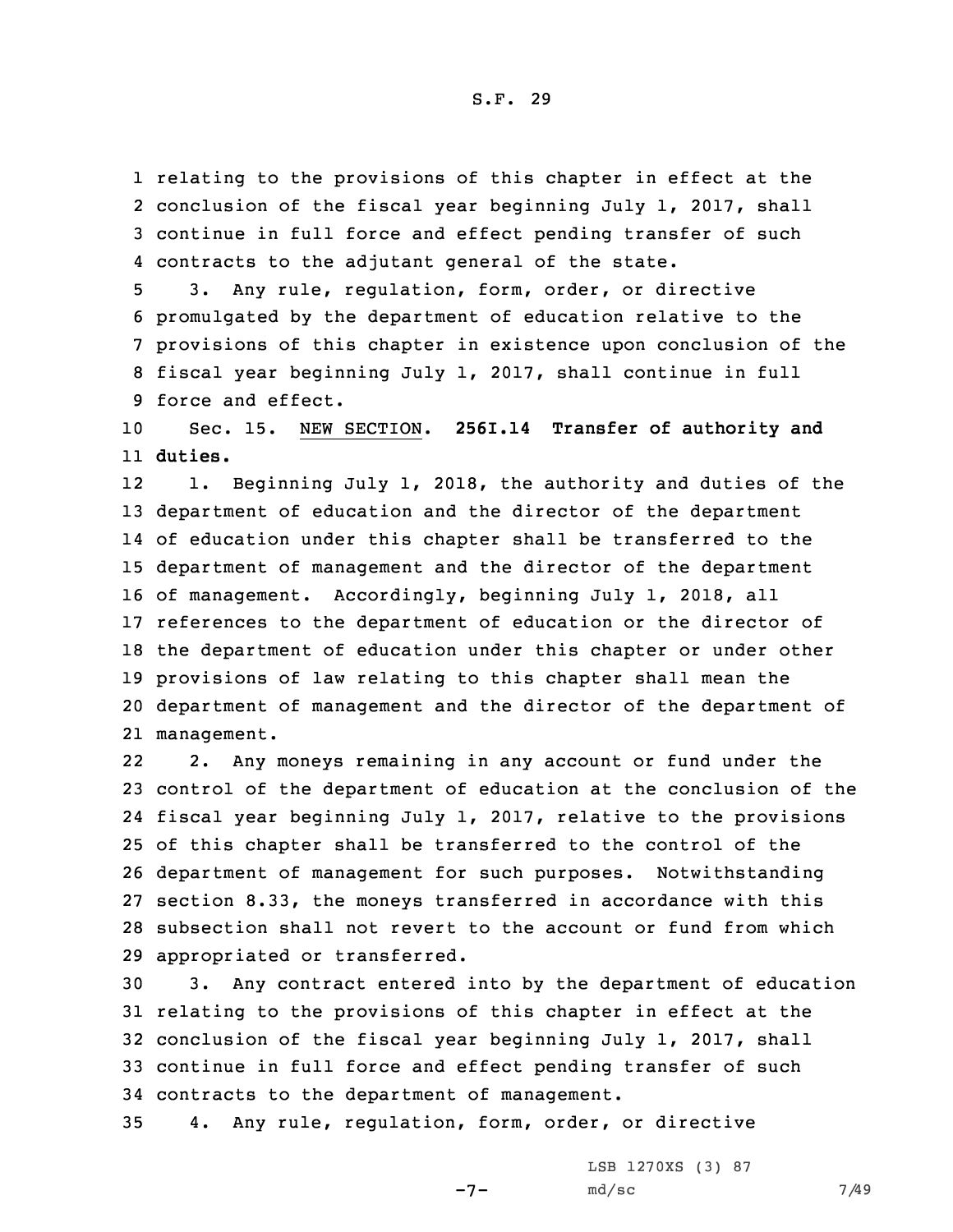relating to the provisions of this chapter in effect at the conclusion of the fiscal year beginning July 1, 2017, shall continue in full force and effect pending transfer of such contracts to the adjutant general of the state.

3. Any rule, regulation, form, order, or directive promulgated by the department of education relative to the provisions of this chapter in existence upon conclusion of the fiscal year beginning July 1, 2017, shall continue in full force and effect.

Sec. 15. NEW SECTION. **256I.14 Transfer of authority and duties.**

1. Beginning July 1, 2018, the authority and duties of the department of education and the director of the department of education under this chapter shall be transferred to the department of management and the director of the department of management. Accordingly, beginning July 1, 2018, all references to the department of education or the director of the department of education under this chapter or under other provisions of law relating to this chapter shall mean the department of management and the director of the department of management.

2. Any moneys remaining in any account or fund under the control of the department of education at the conclusion of the fiscal year beginning July 1, 2017, relative to the provisions of this chapter shall be transferred to the control of the department of management for such purposes. Notwithstanding section 8.33, the moneys transferred in accordance with this subsection shall not revert to the account or fund from which appropriated or transferred.

3. Any contract entered into by the department of education relating to the provisions of this chapter in effect at the conclusion of the fiscal year beginning July 1, 2017, shall continue in full force and effect pending transfer of such contracts to the department of management.

4. Any rule, regulation, form, order, or directive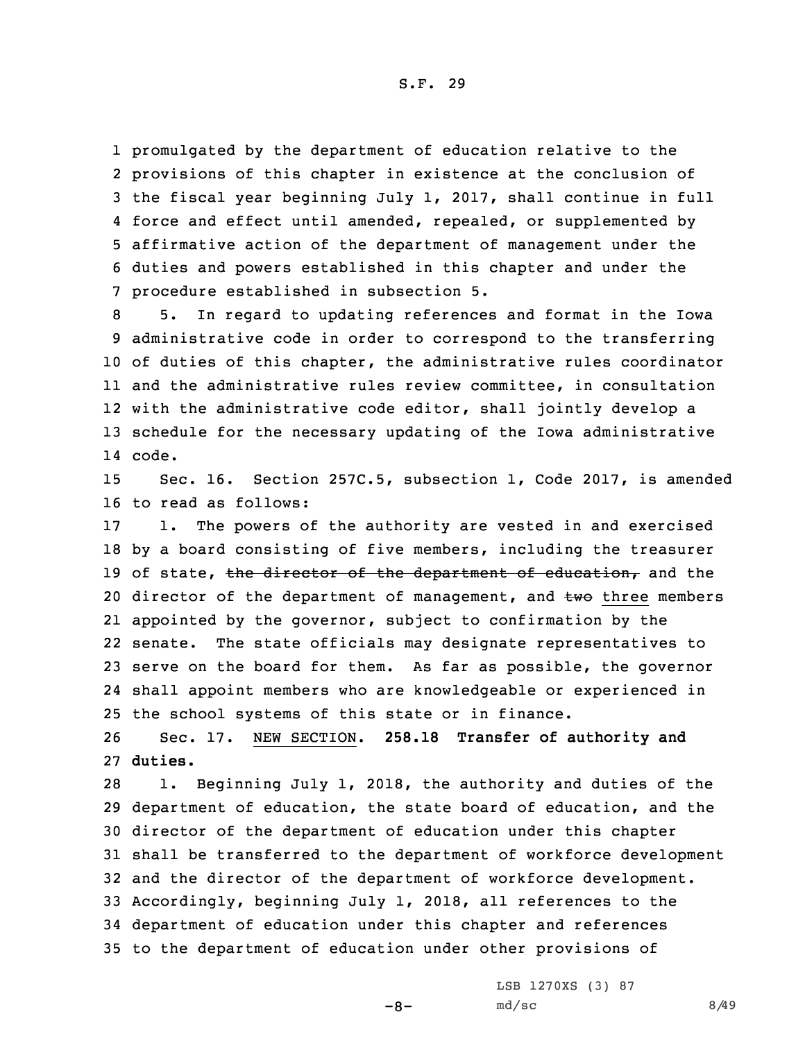promulgated by the department of education relative to the provisions of this chapter in existence at the conclusion of the fiscal year beginning July 1, 2017, shall continue in full force and effect until amended, repealed, or supplemented by affirmative action of the department of management under the duties and powers established in this chapter and under the procedure established in subsection 5.

5. In regard to updating references and format in the Iowa administrative code in order to correspond to the transferring of duties of this chapter, the administrative rules coordinator and the administrative rules review committee, in consultation with the administrative code editor, shall jointly develop a schedule for the necessary updating of the Iowa administrative code.

Sec. 16. Section 257C.5, subsection 1, Code 2017, is amended to read as follows:

1. The powers of the authority are vested in and exercised by a board consisting of five members, including the treasurer of state, ~~the director of the department of education,~~ and the director of the department of management, and ~~two~~ three members appointed by the governor, subject to confirmation by the senate. The state officials may designate representatives to serve on the board for them. As far as possible, the governor shall appoint members who are knowledgeable or experienced in the school systems of this state or in finance.

Sec. 17. NEW SECTION. **258.18 Transfer of authority and duties.**

1. Beginning July 1, 2018, the authority and duties of the department of education, the state board of education, and the director of the department of education under this chapter shall be transferred to the department of workforce development and the director of the department of workforce development. Accordingly, beginning July 1, 2018, all references to the department of education under this chapter and references to the department of education under other provisions of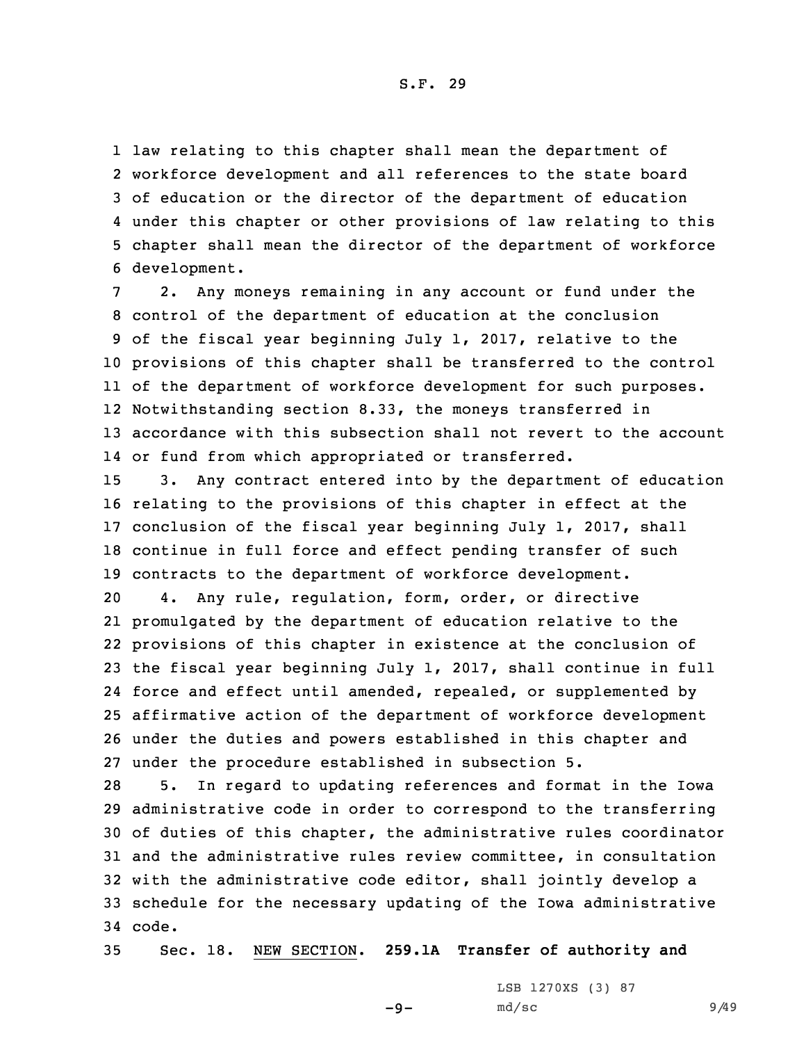law relating to this chapter shall mean the department of workforce development and all references to the state board of education or the director of the department of education under this chapter or other provisions of law relating to this chapter shall mean the director of the department of workforce development.

2. Any moneys remaining in any account or fund under the control of the department of education at the conclusion of the fiscal year beginning July 1, 2017, relative to the provisions of this chapter shall be transferred to the control of the department of workforce development for such purposes. Notwithstanding section 8.33, the moneys transferred in accordance with this subsection shall not revert to the account or fund from which appropriated or transferred.

3. Any contract entered into by the department of education relating to the provisions of this chapter in effect at the conclusion of the fiscal year beginning July 1, 2017, shall continue in full force and effect pending transfer of such contracts to the department of workforce development.

4. Any rule, regulation, form, order, or directive promulgated by the department of education relative to the provisions of this chapter in existence at the conclusion of the fiscal year beginning July 1, 2017, shall continue in full force and effect until amended, repealed, or supplemented by affirmative action of the department of workforce development under the duties and powers established in this chapter and under the procedure established in subsection 5.

5. In regard to updating references and format in the Iowa administrative code in order to correspond to the transferring of duties of this chapter, the administrative rules coordinator and the administrative rules review committee, in consultation with the administrative code editor, shall jointly develop a schedule for the necessary updating of the Iowa administrative code.

Sec. 18. NEW SECTION. **259.1A Transfer of authority and**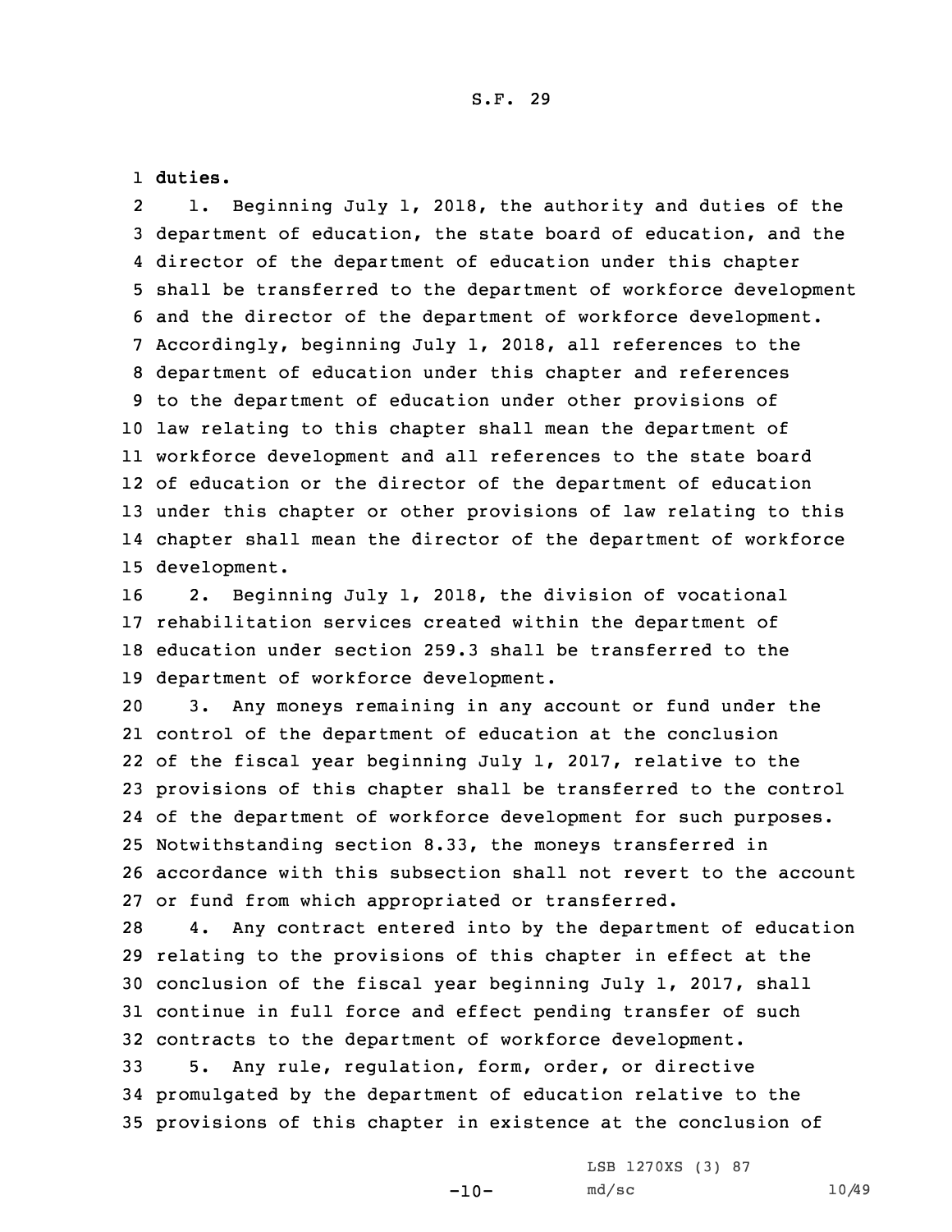**duties.**

1. Beginning July 1, 2018, the authority and duties of the department of education, the state board of education, and the director of the department of education under this chapter shall be transferred to the department of workforce development and the director of the department of workforce development. Accordingly, beginning July 1, 2018, all references to the department of education under this chapter and references to the department of education under other provisions of law relating to this chapter shall mean the department of workforce development and all references to the state board of education or the director of the department of education under this chapter or other provisions of law relating to this chapter shall mean the director of the department of workforce development.

2. Beginning July 1, 2018, the division of vocational rehabilitation services created within the department of education under section 259.3 shall be transferred to the department of workforce development.

3. Any moneys remaining in any account or fund under the control of the department of education at the conclusion of the fiscal year beginning July 1, 2017, relative to the provisions of this chapter shall be transferred to the control of the department of workforce development for such purposes. Notwithstanding section 8.33, the moneys transferred in accordance with this subsection shall not revert to the account or fund from which appropriated or transferred.

4. Any contract entered into by the department of education relating to the provisions of this chapter in effect at the conclusion of the fiscal year beginning July 1, 2017, shall continue in full force and effect pending transfer of such contracts to the department of workforce development.

5. Any rule, regulation, form, order, or directive promulgated by the department of education relative to the provisions of this chapter in existence at the conclusion of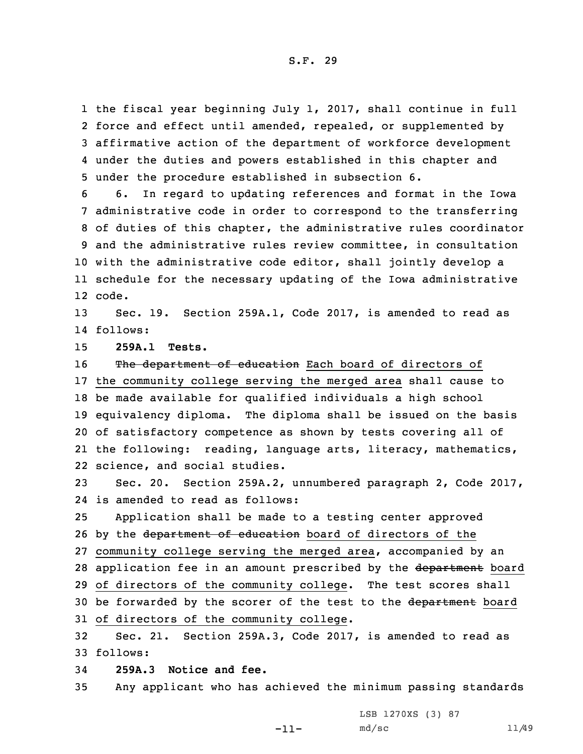the fiscal year beginning July 1, 2017, shall continue in full force and effect until amended, repealed, or supplemented by affirmative action of the department of workforce development under the duties and powers established in this chapter and under the procedure established in subsection 6.

6. In regard to updating references and format in the Iowa administrative code in order to correspond to the transferring of duties of this chapter, the administrative rules coordinator and the administrative rules review committee, in consultation with the administrative code editor, shall jointly develop a schedule for the necessary updating of the Iowa administrative code.

Sec. 19. Section 259A.1, Code 2017, is amended to read as follows:

**259A.1 Tests.**

~~The department of education~~ Each board of directors of the community college serving the merged area shall cause to be made available for qualified individuals a high school equivalency diploma. The diploma shall be issued on the basis of satisfactory competence as shown by tests covering all of the following: reading, language arts, literacy, mathematics, science, and social studies.

Sec. 20. Section 259A.2, unnumbered paragraph 2, Code 2017, is amended to read as follows:

Application shall be made to a testing center approved by the ~~department of education~~ board of directors of the community college serving the merged area, accompanied by an application fee in an amount prescribed by the ~~department~~ board of directors of the community college. The test scores shall be forwarded by the scorer of the test to the ~~department~~ board of directors of the community college.

Sec. 21. Section 259A.3, Code 2017, is amended to read as follows:

**259A.3 Notice and fee.**

Any applicant who has achieved the minimum passing standards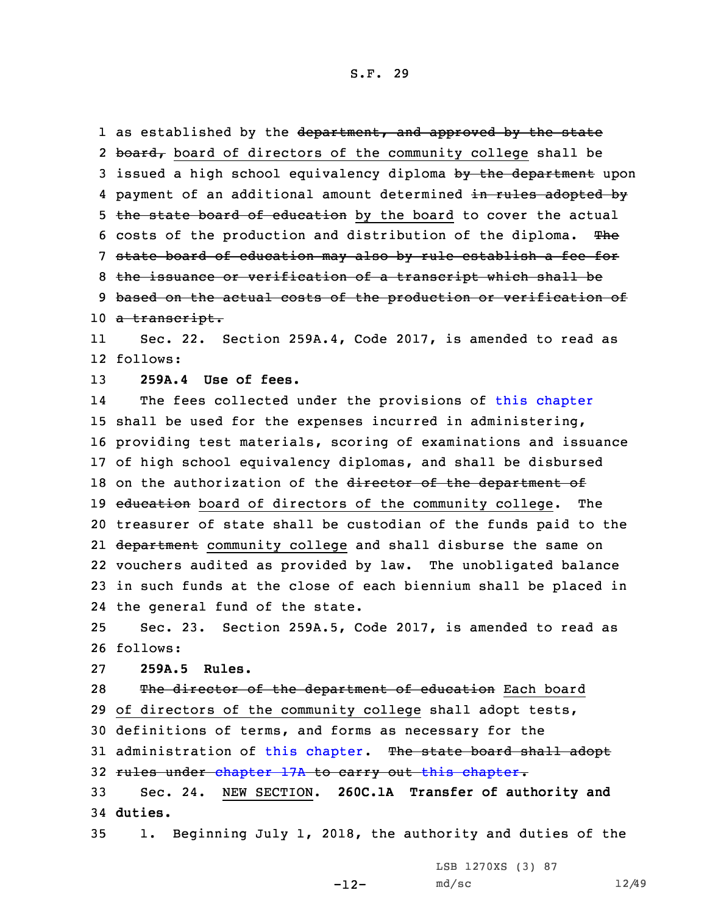as established by the ~~department, and approved by the state board,~~ board of directors of the community college shall be issued a high school equivalency diploma ~~by the department~~ upon payment of an additional amount determined ~~in rules adopted by the state board of education~~ by the board to cover the actual costs of the production and distribution of the diploma. ~~The state board of education may also by rule establish a fee for the issuance or verification of a transcript which shall be based on the actual costs of the production or verification of a transcript.~~

Sec. 22. Section 259A.4, Code 2017, is amended to read as follows:

**259A.4 Use of fees.**

The fees collected under the provisions of this chapter shall be used for the expenses incurred in administering, providing test materials, scoring of examinations and issuance of high school equivalency diplomas, and shall be disbursed on the authorization of the ~~director of the department of education~~ board of directors of the community college. The treasurer of state shall be custodian of the funds paid to the ~~department~~ community college and shall disburse the same on vouchers audited as provided by law. The unobligated balance in such funds at the close of each biennium shall be placed in the general fund of the state.

Sec. 23. Section 259A.5, Code 2017, is amended to read as follows:

**259A.5 Rules.**

~~The director of the department of education~~ Each board of directors of the community college shall adopt tests, definitions of terms, and forms as necessary for the administration of this chapter. ~~The state board shall adopt rules under chapter 17A to carry out this chapter.~~

Sec. 24. NEW SECTION. **260C.1A Transfer of authority and duties.**

1. Beginning July 1, 2018, the authority and duties of the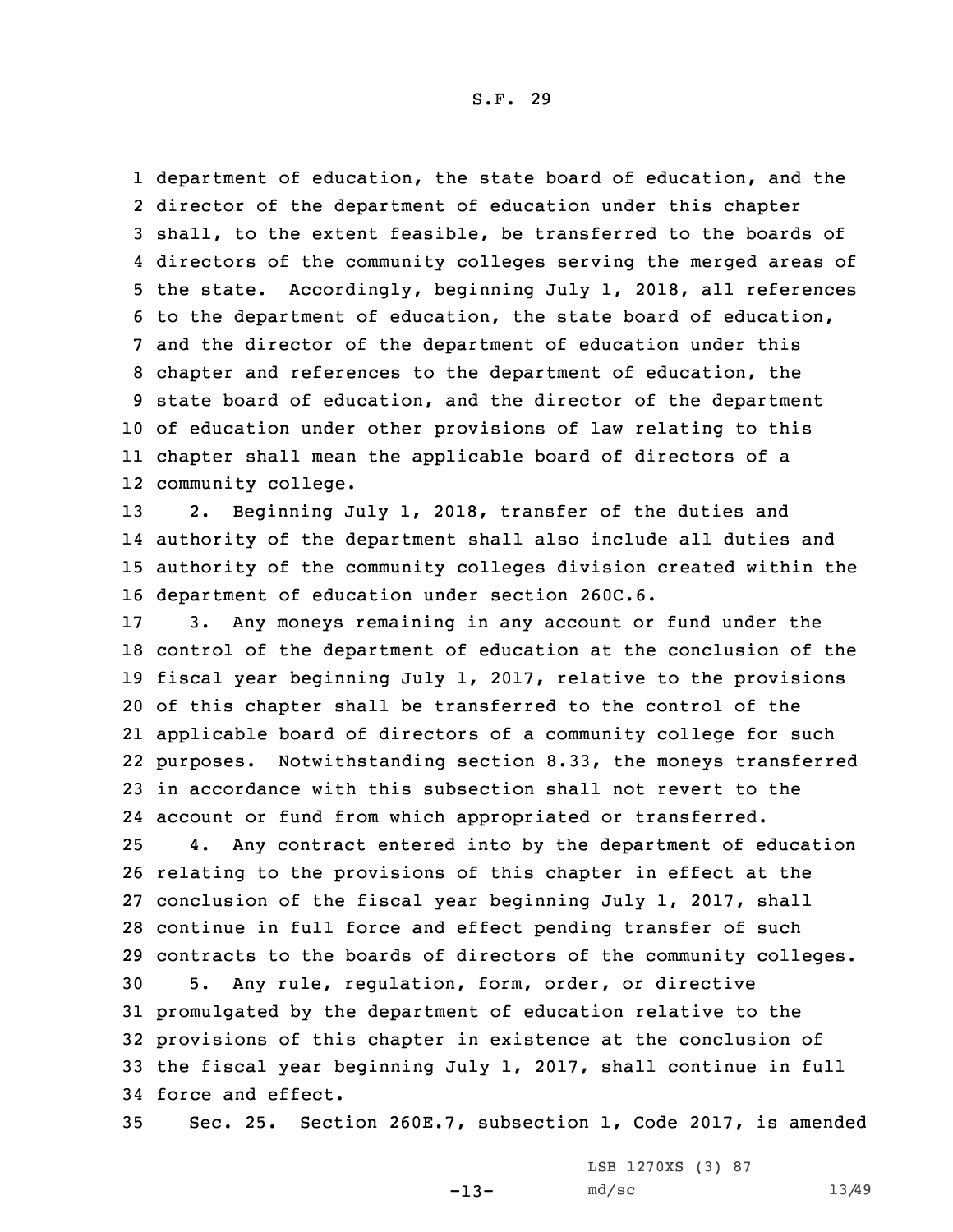department of education, the state board of education, and the director of the department of education under this chapter shall, to the extent feasible, be transferred to the boards of directors of the community colleges serving the merged areas of the state. Accordingly, beginning July 1, 2018, all references to the department of education, the state board of education, and the director of the department of education under this chapter and references to the department of education, the state board of education, and the director of the department of education under other provisions of law relating to this chapter shall mean the applicable board of directors of a community college.

2. Beginning July 1, 2018, transfer of the duties and authority of the department shall also include all duties and authority of the community colleges division created within the department of education under section 260C.6.

3. Any moneys remaining in any account or fund under the control of the department of education at the conclusion of the fiscal year beginning July 1, 2017, relative to the provisions of this chapter shall be transferred to the control of the applicable board of directors of a community college for such purposes. Notwithstanding section 8.33, the moneys transferred in accordance with this subsection shall not revert to the account or fund from which appropriated or transferred.

4. Any contract entered into by the department of education relating to the provisions of this chapter in effect at the conclusion of the fiscal year beginning July 1, 2017, shall continue in full force and effect pending transfer of such contracts to the boards of directors of the community colleges.

5. Any rule, regulation, form, order, or directive promulgated by the department of education relative to the provisions of this chapter in existence at the conclusion of the fiscal year beginning July 1, 2017, shall continue in full force and effect.

Sec. 25. Section 260E.7, subsection 1, Code 2017, is amended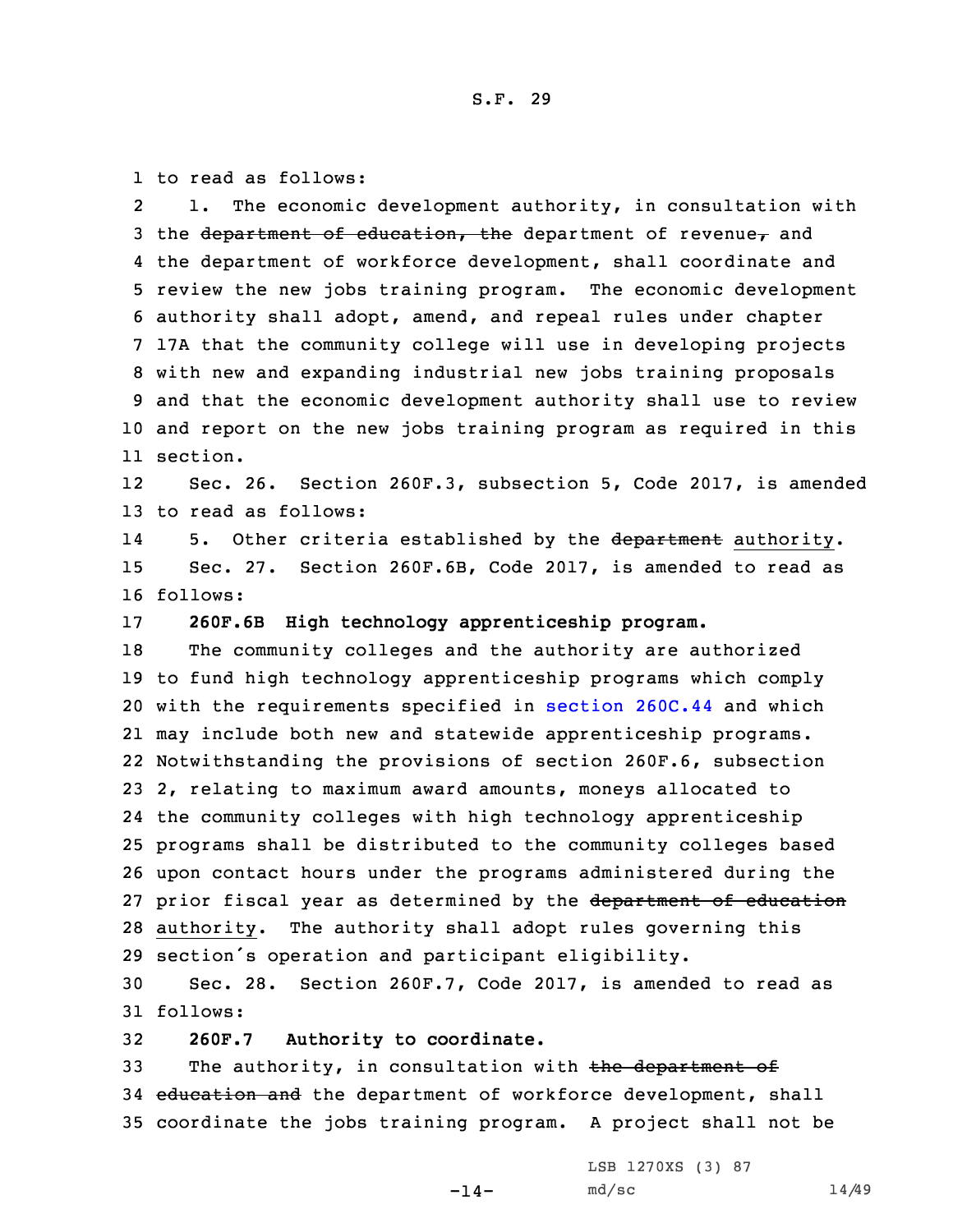to read as follows:

1. The economic development authority, in consultation with the ~~department of education, the~~ department of revenue~~,~~ and the department of workforce development, shall coordinate and review the new jobs training program. The economic development authority shall adopt, amend, and repeal rules under chapter 17A that the community college will use in developing projects with new and expanding industrial new jobs training proposals and that the economic development authority shall use to review and report on the new jobs training program as required in this section.

Sec. 26. Section 260F.3, subsection 5, Code 2017, is amended to read as follows:

5. Other criteria established by the ~~department~~ authority.

Sec. 27. Section 260F.6B, Code 2017, is amended to read as follows:

**260F.6B High technology apprenticeship program.**

The community colleges and the authority are authorized to fund high technology apprenticeship programs which comply with the requirements specified in section 260C.44 and which may include both new and statewide apprenticeship programs. Notwithstanding the provisions of section 260F.6, subsection 2, relating to maximum award amounts, moneys allocated to the community colleges with high technology apprenticeship programs shall be distributed to the community colleges based upon contact hours under the programs administered during the prior fiscal year as determined by the ~~department of education~~ authority. The authority shall adopt rules governing this section's operation and participant eligibility.

Sec. 28. Section 260F.7, Code 2017, is amended to read as follows:

**260F.7 Authority to coordinate.**

The authority, in consultation with ~~the department of education and~~ the department of workforce development, shall coordinate the jobs training program. A project shall not be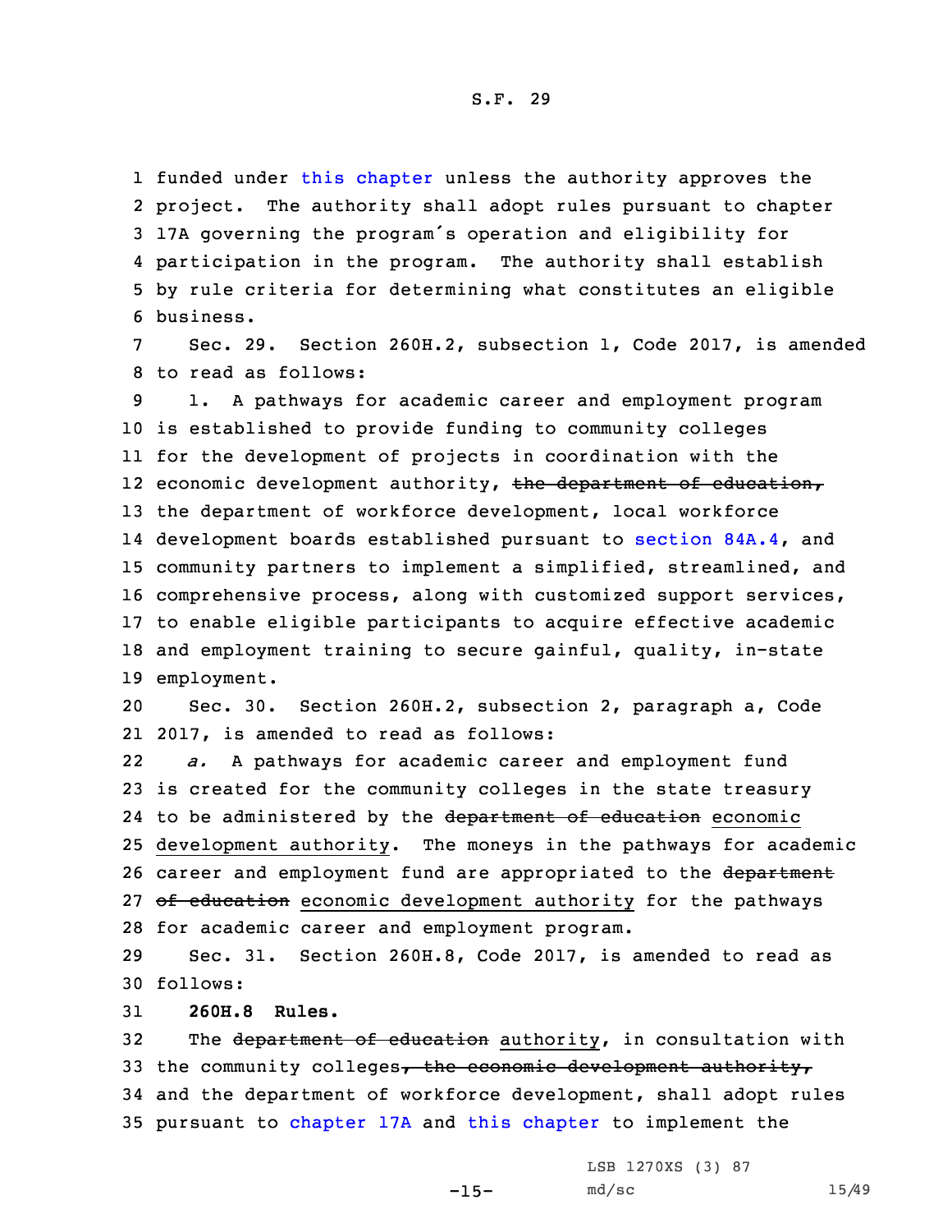funded under this chapter unless the authority approves the project. The authority shall adopt rules pursuant to chapter 17A governing the program's operation and eligibility for participation in the program. The authority shall establish by rule criteria for determining what constitutes an eligible business.

Sec. 29. Section 260H.2, subsection 1, Code 2017, is amended to read as follows:

1. A pathways for academic career and employment program is established to provide funding to community colleges for the development of projects in coordination with the economic development authority, ~~the department of education,~~ the department of workforce development, local workforce development boards established pursuant to section 84A.4, and community partners to implement a simplified, streamlined, and comprehensive process, along with customized support services, to enable eligible participants to acquire effective academic and employment training to secure gainful, quality, in-state employment.

Sec. 30. Section 260H.2, subsection 2, paragraph a, Code 2017, is amended to read as follows:

*a.* A pathways for academic career and employment fund is created for the community colleges in the state treasury to be administered by the ~~department of education~~ economic development authority. The moneys in the pathways for academic career and employment fund are appropriated to the ~~department of education~~ economic development authority for the pathways for academic career and employment program.

Sec. 31. Section 260H.8, Code 2017, is amended to read as follows:

**260H.8 Rules.**

The ~~department of education~~ authority, in consultation with the community colleges~~, the economic development authority,~~ and the department of workforce development, shall adopt rules pursuant to chapter 17A and this chapter to implement the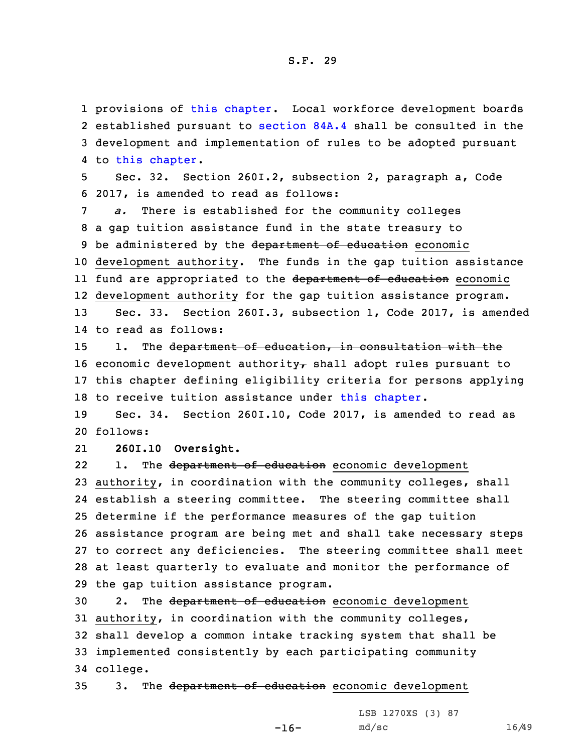provisions of this chapter. Local workforce development boards established pursuant to section 84A.4 shall be consulted in the development and implementation of rules to be adopted pursuant to this chapter.

Sec. 32. Section 260I.2, subsection 2, paragraph a, Code 2017, is amended to read as follows:

*a.* There is established for the community colleges a gap tuition assistance fund in the state treasury to be administered by the ~~department of education~~ economic development authority. The funds in the gap tuition assistance fund are appropriated to the ~~department of education~~ economic development authority for the gap tuition assistance program.

Sec. 33. Section 260I.3, subsection 1, Code 2017, is amended to read as follows:

1. The ~~department of education, in consultation with the~~ economic development authority~~,~~ shall adopt rules pursuant to this chapter defining eligibility criteria for persons applying to receive tuition assistance under this chapter.

Sec. 34. Section 260I.10, Code 2017, is amended to read as follows:

**260I.10 Oversight.**

1. The ~~department of education~~ economic development authority, in coordination with the community colleges, shall establish a steering committee. The steering committee shall determine if the performance measures of the gap tuition assistance program are being met and shall take necessary steps to correct any deficiencies. The steering committee shall meet at least quarterly to evaluate and monitor the performance of the gap tuition assistance program.

2. The ~~department of education~~ economic development authority, in coordination with the community colleges, shall develop a common intake tracking system that shall be implemented consistently by each participating community college.

3. The ~~department of education~~ economic development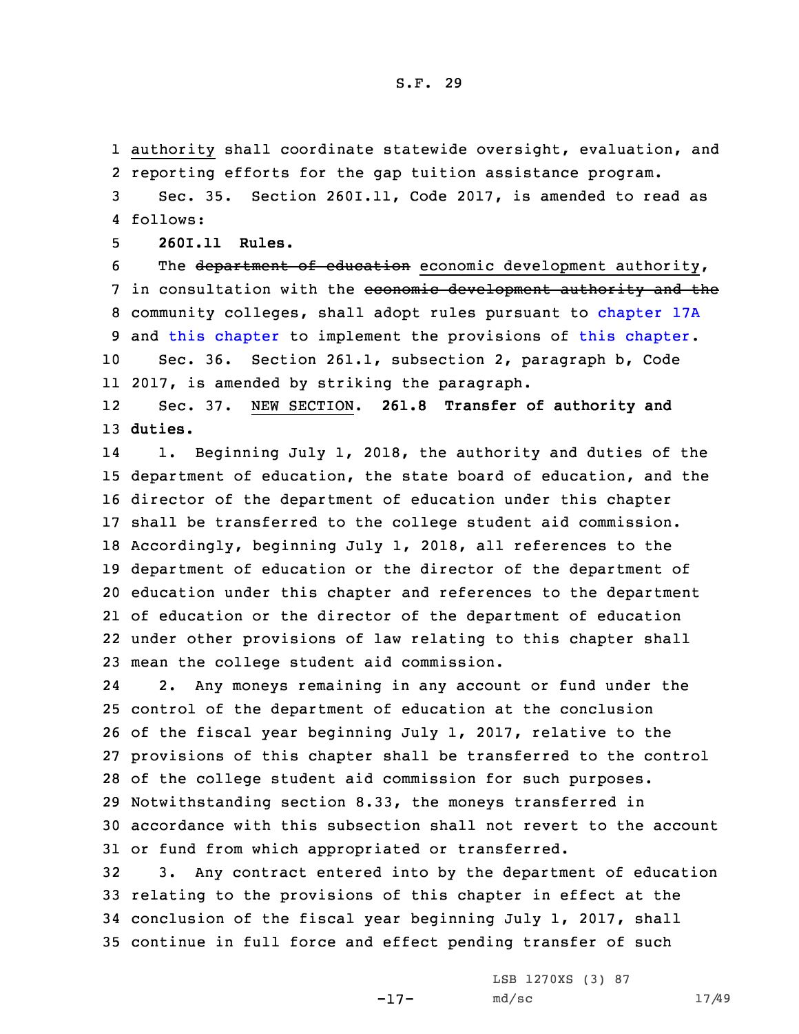authority shall coordinate statewide oversight, evaluation, and reporting efforts for the gap tuition assistance program.

Sec. 35. Section 260I.11, Code 2017, is amended to read as follows:

**260I.11 Rules.**

The ~~department of education~~ economic development authority, in consultation with the ~~economic development authority and the~~ community colleges, shall adopt rules pursuant to chapter 17A and this chapter to implement the provisions of this chapter.

Sec. 36. Section 261.1, subsection 2, paragraph b, Code 2017, is amended by striking the paragraph.

Sec. 37. NEW SECTION. **261.8 Transfer of authority and duties.**

1. Beginning July 1, 2018, the authority and duties of the department of education, the state board of education, and the director of the department of education under this chapter shall be transferred to the college student aid commission. Accordingly, beginning July 1, 2018, all references to the department of education or the director of the department of education under this chapter and references to the department of education or the director of the department of education under other provisions of law relating to this chapter shall mean the college student aid commission.

2. Any moneys remaining in any account or fund under the control of the department of education at the conclusion of the fiscal year beginning July 1, 2017, relative to the provisions of this chapter shall be transferred to the control of the college student aid commission for such purposes. Notwithstanding section 8.33, the moneys transferred in accordance with this subsection shall not revert to the account or fund from which appropriated or transferred.

3. Any contract entered into by the department of education relating to the provisions of this chapter in effect at the conclusion of the fiscal year beginning July 1, 2017, shall continue in full force and effect pending transfer of such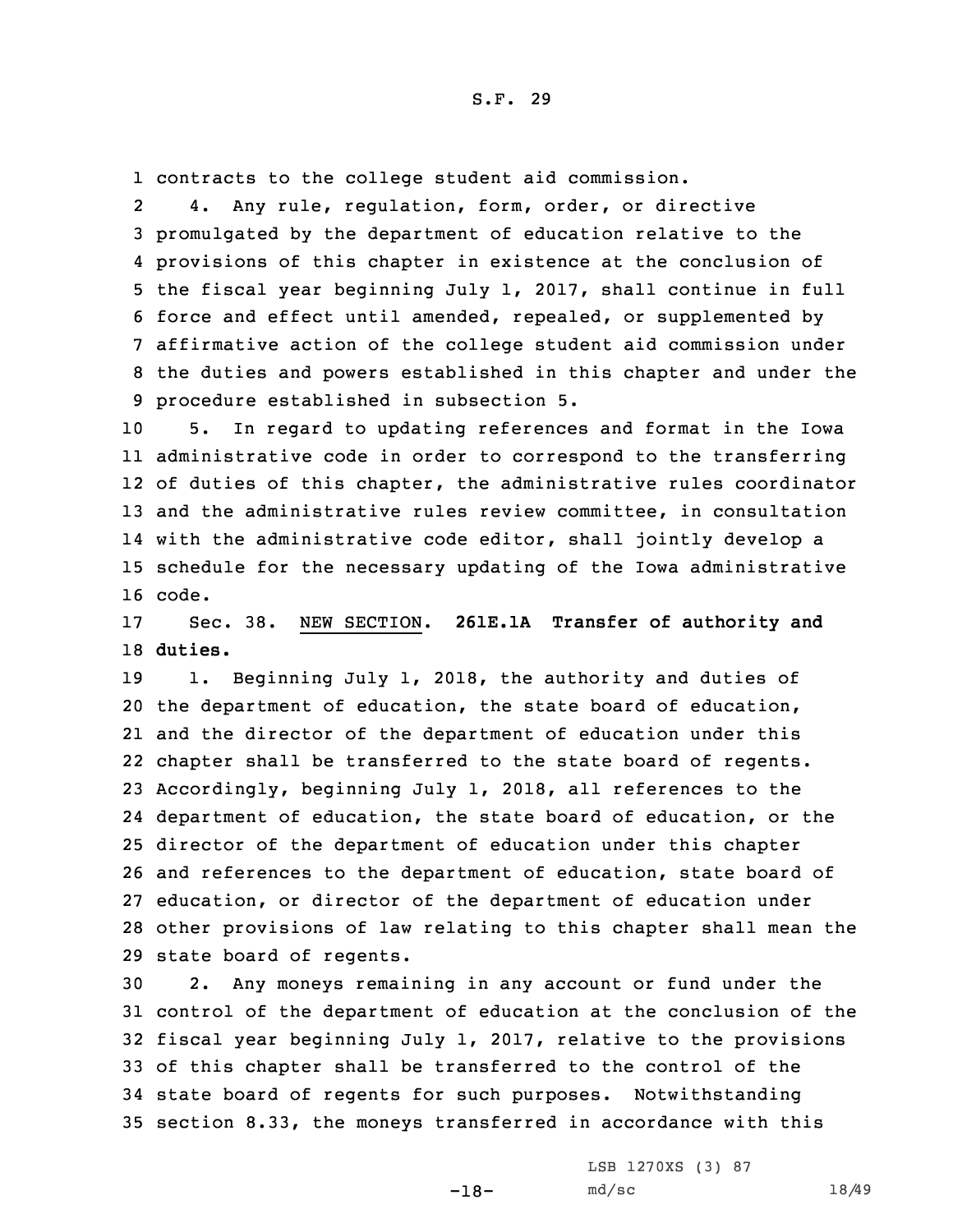contracts to the college student aid commission.

4. Any rule, regulation, form, order, or directive promulgated by the department of education relative to the provisions of this chapter in existence at the conclusion of the fiscal year beginning July 1, 2017, shall continue in full force and effect until amended, repealed, or supplemented by affirmative action of the college student aid commission under the duties and powers established in this chapter and under the procedure established in subsection 5.

5. In regard to updating references and format in the Iowa administrative code in order to correspond to the transferring of duties of this chapter, the administrative rules coordinator and the administrative rules review committee, in consultation with the administrative code editor, shall jointly develop a schedule for the necessary updating of the Iowa administrative code.

Sec. 38. NEW SECTION. **261E.1A Transfer of authority and duties.**

1. Beginning July 1, 2018, the authority and duties of the department of education, the state board of education, and the director of the department of education under this chapter shall be transferred to the state board of regents. Accordingly, beginning July 1, 2018, all references to the department of education, the state board of education, or the director of the department of education under this chapter and references to the department of education, state board of education, or director of the department of education under other provisions of law relating to this chapter shall mean the state board of regents.

2. Any moneys remaining in any account or fund under the control of the department of education at the conclusion of the fiscal year beginning July 1, 2017, relative to the provisions of this chapter shall be transferred to the control of the state board of regents for such purposes. Notwithstanding section 8.33, the moneys transferred in accordance with this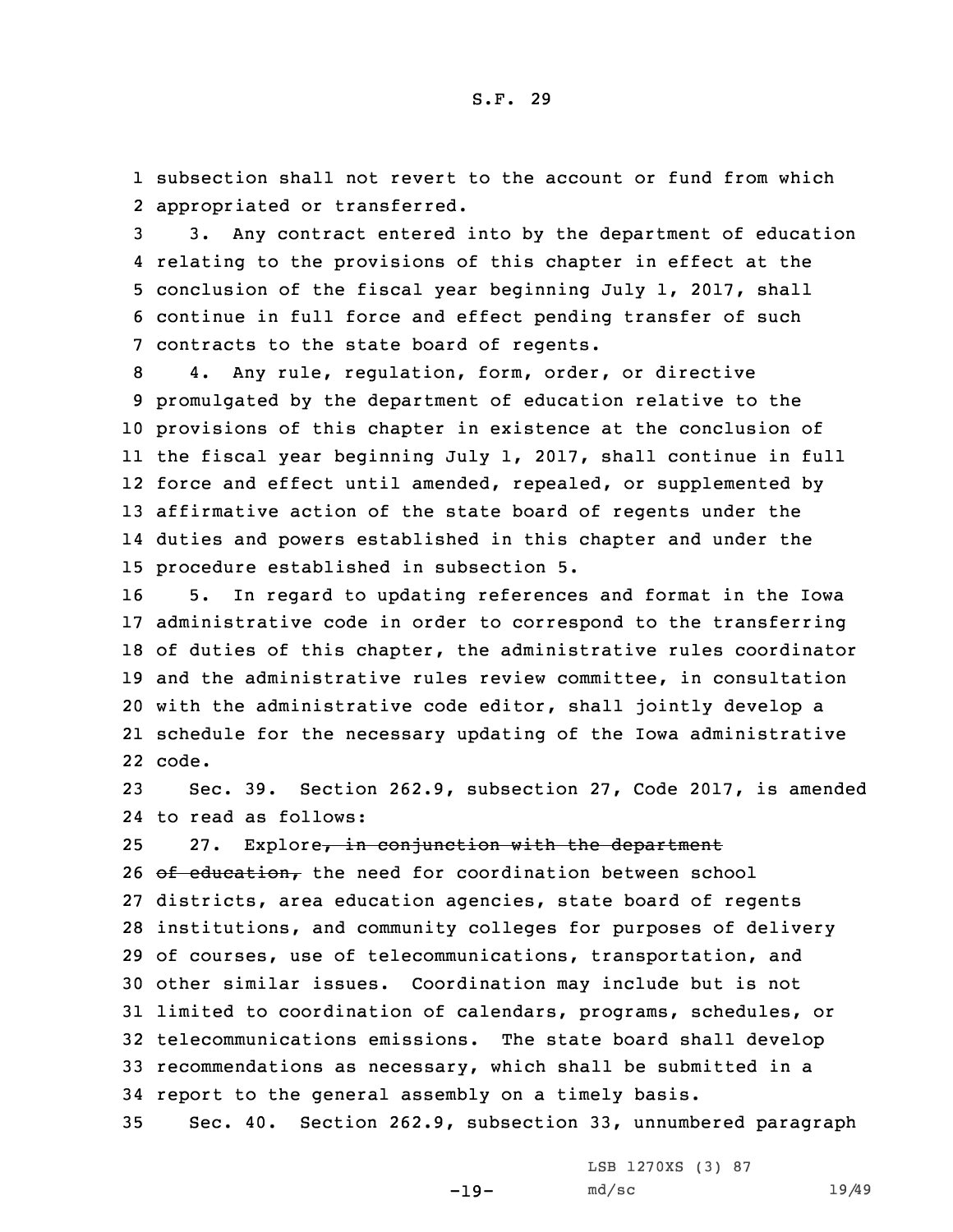subsection shall not revert to the account or fund from which appropriated or transferred.

3. Any contract entered into by the department of education relating to the provisions of this chapter in effect at the conclusion of the fiscal year beginning July 1, 2017, shall continue in full force and effect pending transfer of such contracts to the state board of regents.

4. Any rule, regulation, form, order, or directive promulgated by the department of education relative to the provisions of this chapter in existence at the conclusion of the fiscal year beginning July 1, 2017, shall continue in full force and effect until amended, repealed, or supplemented by affirmative action of the state board of regents under the duties and powers established in this chapter and under the procedure established in subsection 5.

5. In regard to updating references and format in the Iowa administrative code in order to correspond to the transferring of duties of this chapter, the administrative rules coordinator and the administrative rules review committee, in consultation with the administrative code editor, shall jointly develop a schedule for the necessary updating of the Iowa administrative code.

Sec. 39. Section 262.9, subsection 27, Code 2017, is amended to read as follows:

27. Explore~~, in conjunction with the department of education,~~ the need for coordination between school districts, area education agencies, state board of regents institutions, and community colleges for purposes of delivery of courses, use of telecommunications, transportation, and other similar issues. Coordination may include but is not limited to coordination of calendars, programs, schedules, or telecommunications emissions. The state board shall develop recommendations as necessary, which shall be submitted in a report to the general assembly on a timely basis.

Sec. 40. Section 262.9, subsection 33, unnumbered paragraph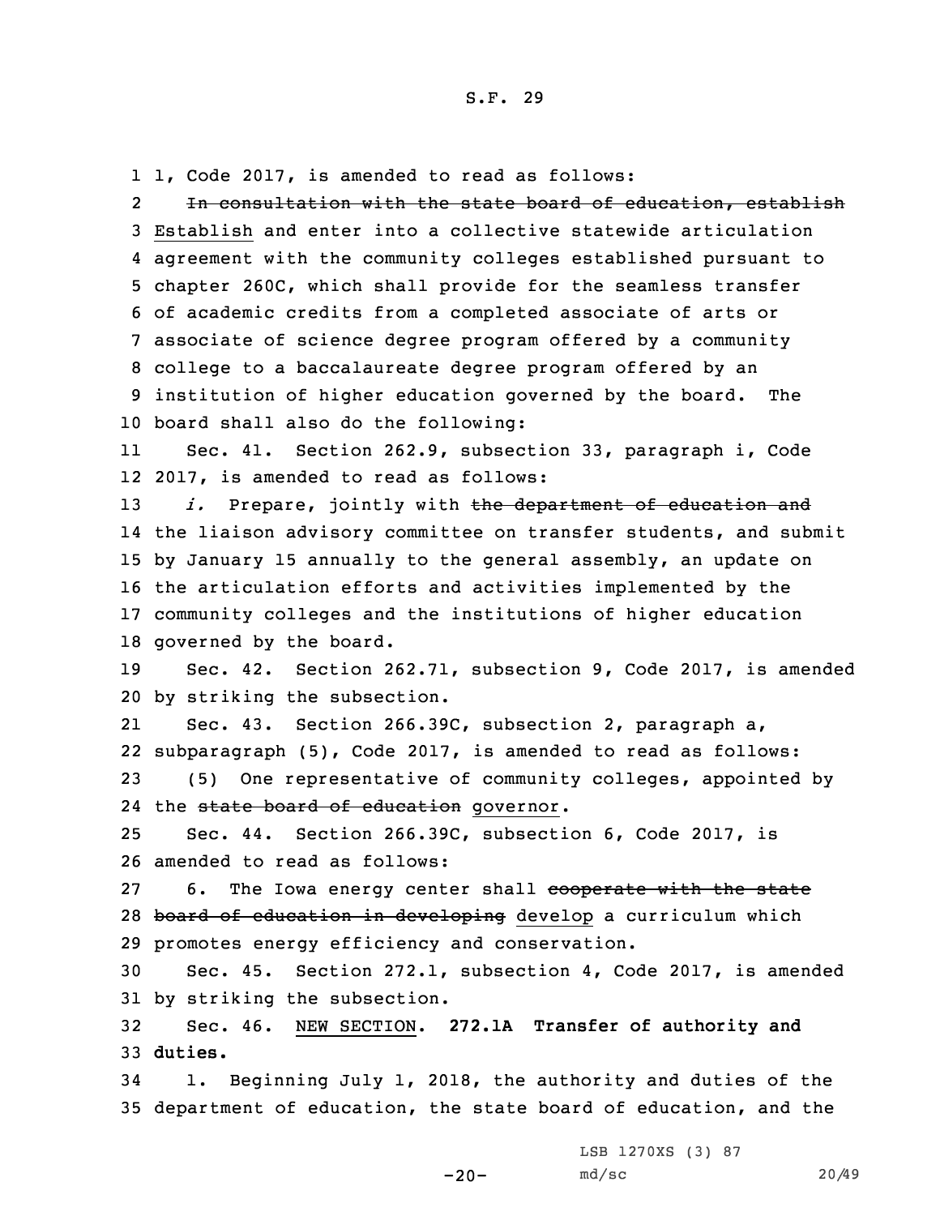1, Code 2017, is amended to read as follows:

~~In consultation with the state board of education, establish~~ Establish and enter into a collective statewide articulation agreement with the community colleges established pursuant to chapter 260C, which shall provide for the seamless transfer of academic credits from a completed associate of arts or associate of science degree program offered by a community college to a baccalaureate degree program offered by an institution of higher education governed by the board. The board shall also do the following:

Sec. 41. Section 262.9, subsection 33, paragraph i, Code 2017, is amended to read as follows:

*i.* Prepare, jointly with ~~the department of education and~~ the liaison advisory committee on transfer students, and submit by January 15 annually to the general assembly, an update on the articulation efforts and activities implemented by the community colleges and the institutions of higher education governed by the board.

Sec. 42. Section 262.71, subsection 9, Code 2017, is amended by striking the subsection.

Sec. 43. Section 266.39C, subsection 2, paragraph a, subparagraph (5), Code 2017, is amended to read as follows:

(5) One representative of community colleges, appointed by the ~~state board of education~~ governor.

Sec. 44. Section 266.39C, subsection 6, Code 2017, is amended to read as follows:

6. The Iowa energy center shall ~~cooperate with the state board of education in developing~~ develop a curriculum which promotes energy efficiency and conservation.

Sec. 45. Section 272.1, subsection 4, Code 2017, is amended by striking the subsection.

Sec. 46. NEW SECTION. **272.1A Transfer of authority and duties.**

1. Beginning July 1, 2018, the authority and duties of the department of education, the state board of education, and the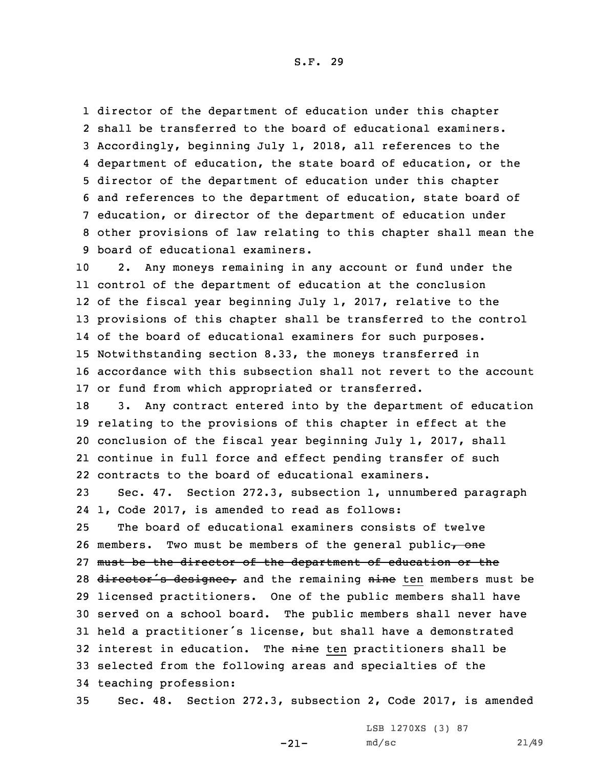director of the department of education under this chapter shall be transferred to the board of educational examiners. Accordingly, beginning July 1, 2018, all references to the department of education, the state board of education, or the director of the department of education under this chapter and references to the department of education, state board of education, or director of the department of education under other provisions of law relating to this chapter shall mean the board of educational examiners.

2. Any moneys remaining in any account or fund under the control of the department of education at the conclusion of the fiscal year beginning July 1, 2017, relative to the provisions of this chapter shall be transferred to the control of the board of educational examiners for such purposes. Notwithstanding section 8.33, the moneys transferred in accordance with this subsection shall not revert to the account or fund from which appropriated or transferred.

3. Any contract entered into by the department of education relating to the provisions of this chapter in effect at the conclusion of the fiscal year beginning July 1, 2017, shall continue in full force and effect pending transfer of such contracts to the board of educational examiners.

Sec. 47. Section 272.3, subsection 1, unnumbered paragraph 1, Code 2017, is amended to read as follows:

The board of educational examiners consists of twelve members. Two must be members of the general public~~, one must be the director of the department of education or the director's designee,~~ and the remaining ~~nine~~ ten members must be licensed practitioners. One of the public members shall have served on a school board. The public members shall never have held a practitioner's license, but shall have a demonstrated interest in education. The ~~nine~~ ten practitioners shall be selected from the following areas and specialties of the teaching profession:

Sec. 48. Section 272.3, subsection 2, Code 2017, is amended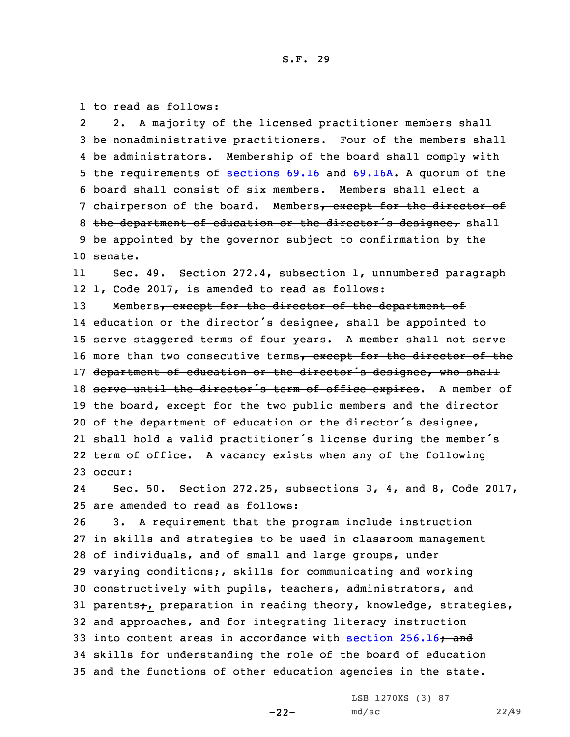to read as follows:

2. A majority of the licensed practitioner members shall be nonadministrative practitioners. Four of the members shall be administrators. Membership of the board shall comply with the requirements of sections 69.16 and 69.16A. A quorum of the board shall consist of six members. Members shall elect a chairperson of the board. Members~~, except for the director of the department of education or the director's designee,~~ shall be appointed by the governor subject to confirmation by the senate.

Sec. 49. Section 272.4, subsection 1, unnumbered paragraph 1, Code 2017, is amended to read as follows:

Members~~, except for the director of the department of education or the director's designee,~~ shall be appointed to serve staggered terms of four years. A member shall not serve more than two consecutive terms~~, except for the director of the department of education or the director's designee, who shall serve until the director's term of office expires~~. A member of the board, except for the two public members ~~and the director of the department of education or the director's designee~~, shall hold a valid practitioner's license during the member's term of office. A vacancy exists when any of the following occur:

Sec. 50. Section 272.25, subsections 3, 4, and 8, Code 2017, are amended to read as follows:

3. A requirement that the program include instruction in skills and strategies to be used in classroom management of individuals, and of small and large groups, under varying conditions~~;~~, skills for communicating and working constructively with pupils, teachers, administrators, and parents~~;~~, preparation in reading theory, knowledge, strategies, and approaches, and for integrating literacy instruction into content areas in accordance with section 256.16~~; and skills for understanding the role of the board of education and the functions of other education agencies in the state.~~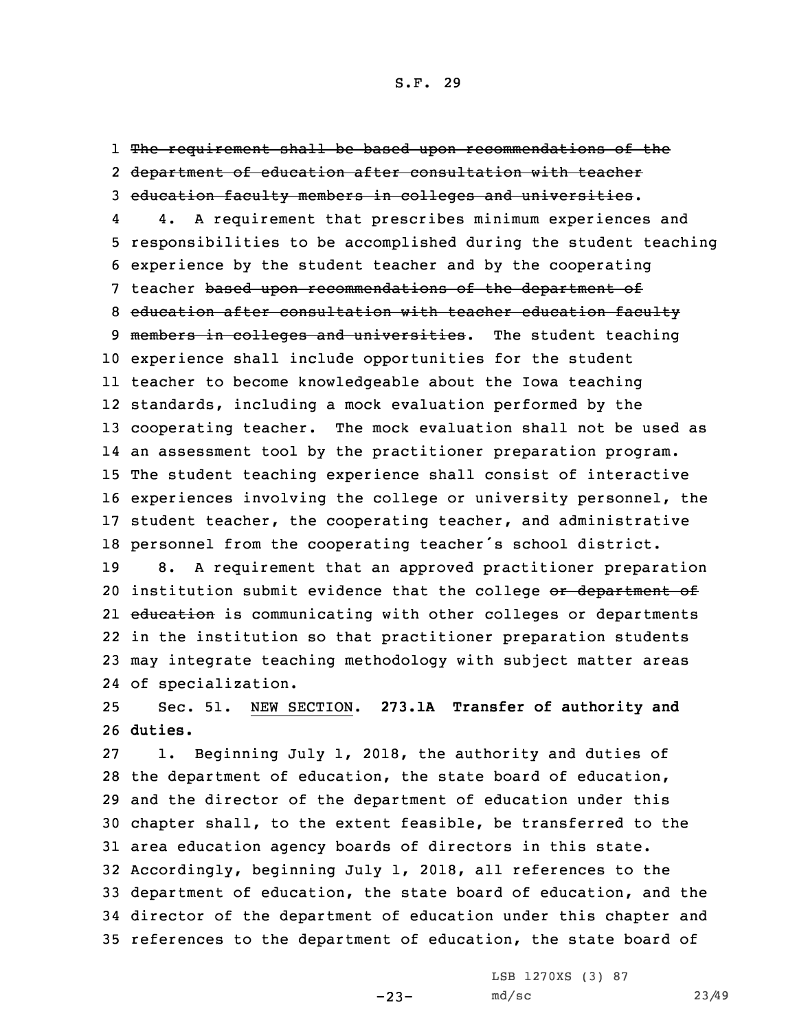~~The requirement shall be based upon recommendations of the department of education after consultation with teacher education faculty members in colleges and universities~~.

4. A requirement that prescribes minimum experiences and responsibilities to be accomplished during the student teaching experience by the student teacher and by the cooperating teacher ~~based upon recommendations of the department of education after consultation with teacher education faculty members in colleges and universities~~. The student teaching experience shall include opportunities for the student teacher to become knowledgeable about the Iowa teaching standards, including a mock evaluation performed by the cooperating teacher. The mock evaluation shall not be used as an assessment tool by the practitioner preparation program. The student teaching experience shall consist of interactive experiences involving the college or university personnel, the student teacher, the cooperating teacher, and administrative personnel from the cooperating teacher's school district.

8. A requirement that an approved practitioner preparation institution submit evidence that the college ~~or department of education~~ is communicating with other colleges or departments in the institution so that practitioner preparation students may integrate teaching methodology with subject matter areas of specialization.

Sec. 51. NEW SECTION. **273.1A Transfer of authority and duties.**

1. Beginning July 1, 2018, the authority and duties of the department of education, the state board of education, and the director of the department of education under this chapter shall, to the extent feasible, be transferred to the area education agency boards of directors in this state. Accordingly, beginning July 1, 2018, all references to the department of education, the state board of education, and the director of the department of education under this chapter and references to the department of education, the state board of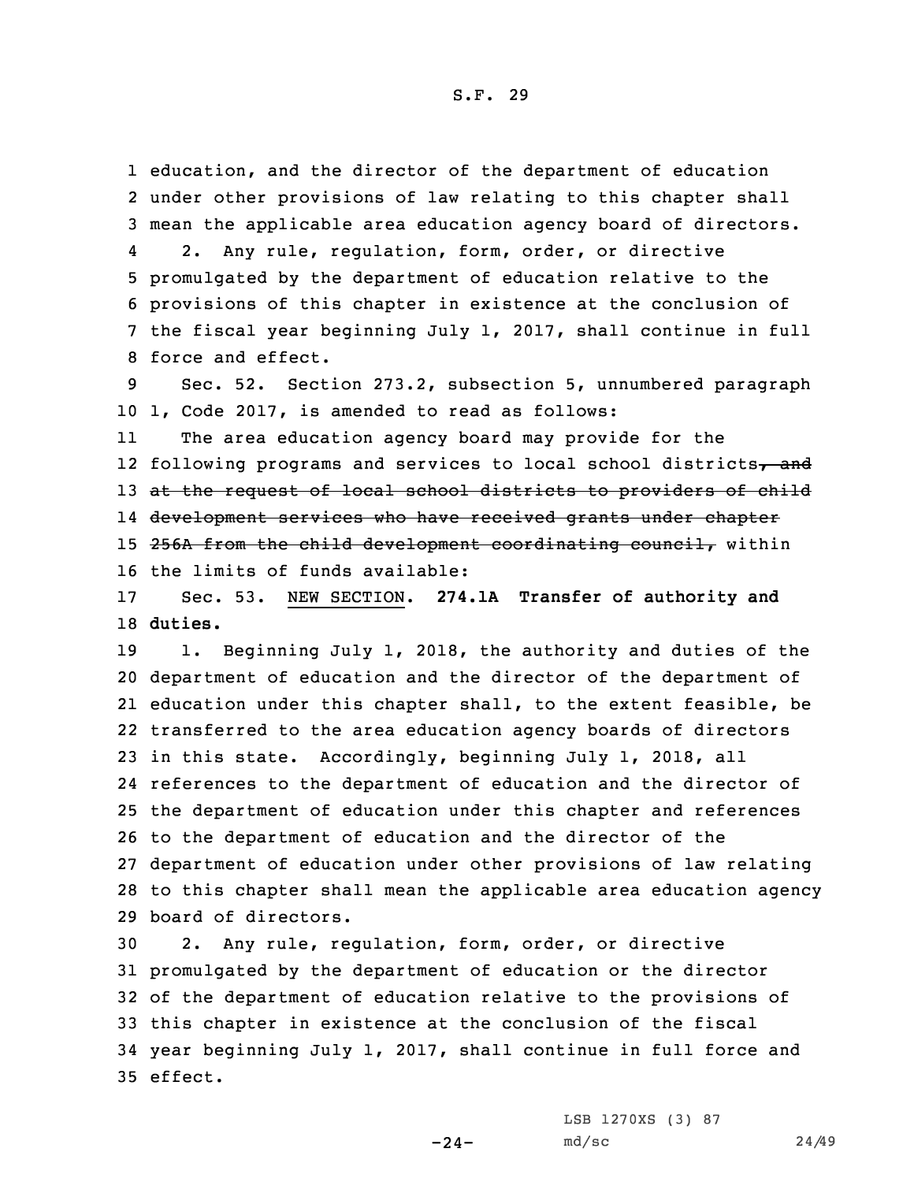education, and the director of the department of education under other provisions of law relating to this chapter shall mean the applicable area education agency board of directors.

2. Any rule, regulation, form, order, or directive promulgated by the department of education relative to the provisions of this chapter in existence at the conclusion of the fiscal year beginning July 1, 2017, shall continue in full force and effect.

Sec. 52. Section 273.2, subsection 5, unnumbered paragraph 1, Code 2017, is amended to read as follows:

The area education agency board may provide for the following programs and services to local school districts~~, and at the request of local school districts to providers of child development services who have received grants under chapter 256A from the child development coordinating council,~~ within the limits of funds available:

Sec. 53. NEW SECTION. **274.1A Transfer of authority and duties.**

1. Beginning July 1, 2018, the authority and duties of the department of education and the director of the department of education under this chapter shall, to the extent feasible, be transferred to the area education agency boards of directors in this state. Accordingly, beginning July 1, 2018, all references to the department of education and the director of the department of education under this chapter and references to the department of education and the director of the department of education under other provisions of law relating to this chapter shall mean the applicable area education agency board of directors.

2. Any rule, regulation, form, order, or directive promulgated by the department of education or the director of the department of education relative to the provisions of this chapter in existence at the conclusion of the fiscal year beginning July 1, 2017, shall continue in full force and effect.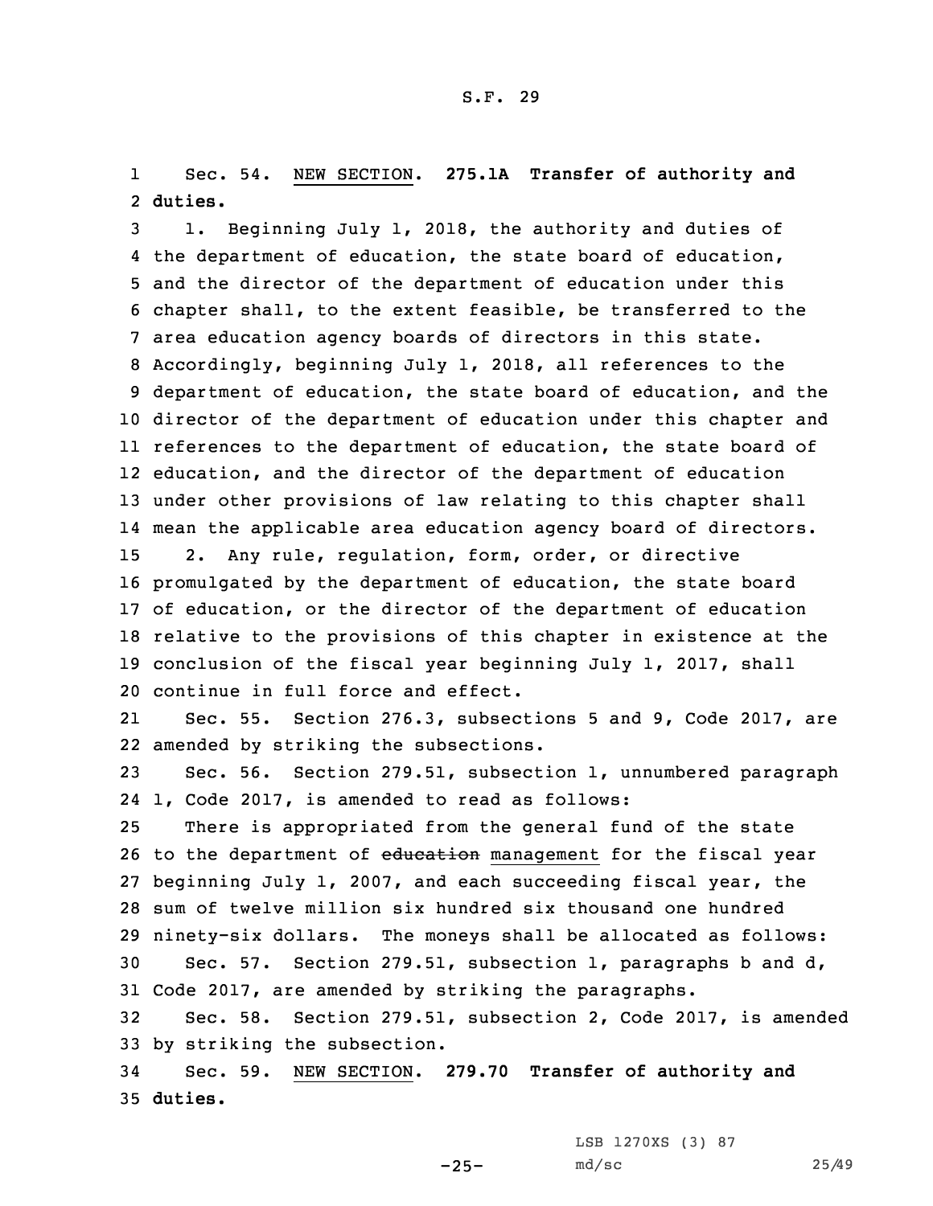Sec. 54. NEW SECTION. **275.1A Transfer of authority and duties.**

1. Beginning July 1, 2018, the authority and duties of the department of education, the state board of education, and the director of the department of education under this chapter shall, to the extent feasible, be transferred to the area education agency boards of directors in this state. Accordingly, beginning July 1, 2018, all references to the department of education, the state board of education, and the director of the department of education under this chapter and references to the department of education, the state board of education, and the director of the department of education under other provisions of law relating to this chapter shall mean the applicable area education agency board of directors.

2. Any rule, regulation, form, order, or directive promulgated by the department of education, the state board of education, or the director of the department of education relative to the provisions of this chapter in existence at the conclusion of the fiscal year beginning July 1, 2017, shall continue in full force and effect.

Sec. 55. Section 276.3, subsections 5 and 9, Code 2017, are amended by striking the subsections.

Sec. 56. Section 279.51, subsection 1, unnumbered paragraph 1, Code 2017, is amended to read as follows:

There is appropriated from the general fund of the state to the department of ~~education~~ management for the fiscal year beginning July 1, 2007, and each succeeding fiscal year, the sum of twelve million six hundred six thousand one hundred ninety-six dollars. The moneys shall be allocated as follows:

Sec. 57. Section 279.51, subsection 1, paragraphs b and d, Code 2017, are amended by striking the paragraphs.

Sec. 58. Section 279.51, subsection 2, Code 2017, is amended by striking the subsection.

Sec. 59. NEW SECTION. **279.70 Transfer of authority and duties.**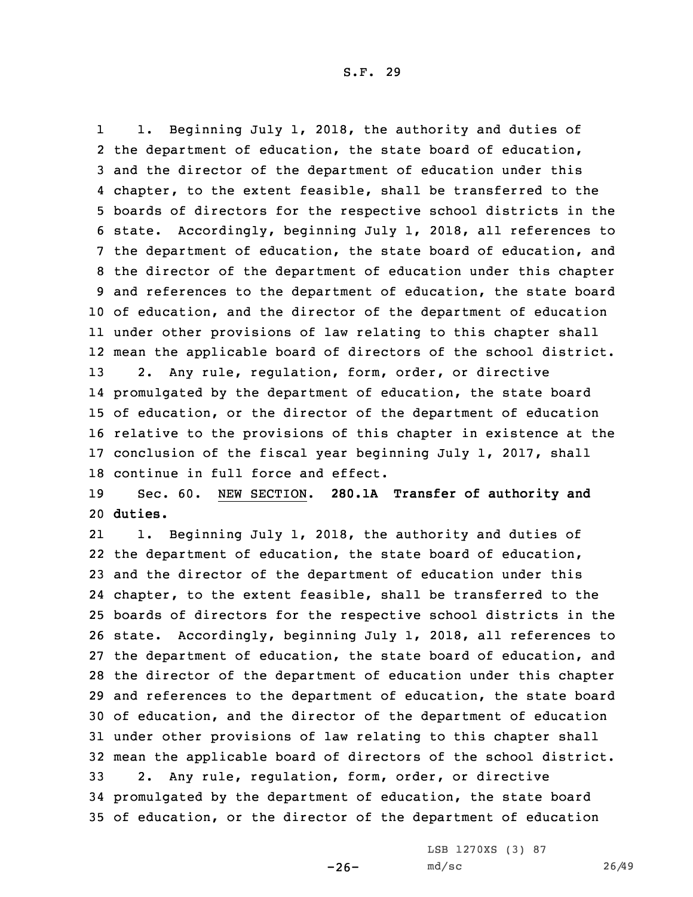1. Beginning July 1, 2018, the authority and duties of the department of education, the state board of education, and the director of the department of education under this chapter, to the extent feasible, shall be transferred to the boards of directors for the respective school districts in the state. Accordingly, beginning July 1, 2018, all references to the department of education, the state board of education, and the director of the department of education under this chapter and references to the department of education, the state board of education, and the director of the department of education under other provisions of law relating to this chapter shall mean the applicable board of directors of the school district.

2. Any rule, regulation, form, order, or directive promulgated by the department of education, the state board of education, or the director of the department of education relative to the provisions of this chapter in existence at the conclusion of the fiscal year beginning July 1, 2017, shall continue in full force and effect.

Sec. 60. NEW SECTION. **280.1A Transfer of authority and duties.**

1. Beginning July 1, 2018, the authority and duties of the department of education, the state board of education, and the director of the department of education under this chapter, to the extent feasible, shall be transferred to the boards of directors for the respective school districts in the state. Accordingly, beginning July 1, 2018, all references to the department of education, the state board of education, and the director of the department of education under this chapter and references to the department of education, the state board of education, and the director of the department of education under other provisions of law relating to this chapter shall mean the applicable board of directors of the school district.

2. Any rule, regulation, form, order, or directive promulgated by the department of education, the state board of education, or the director of the department of education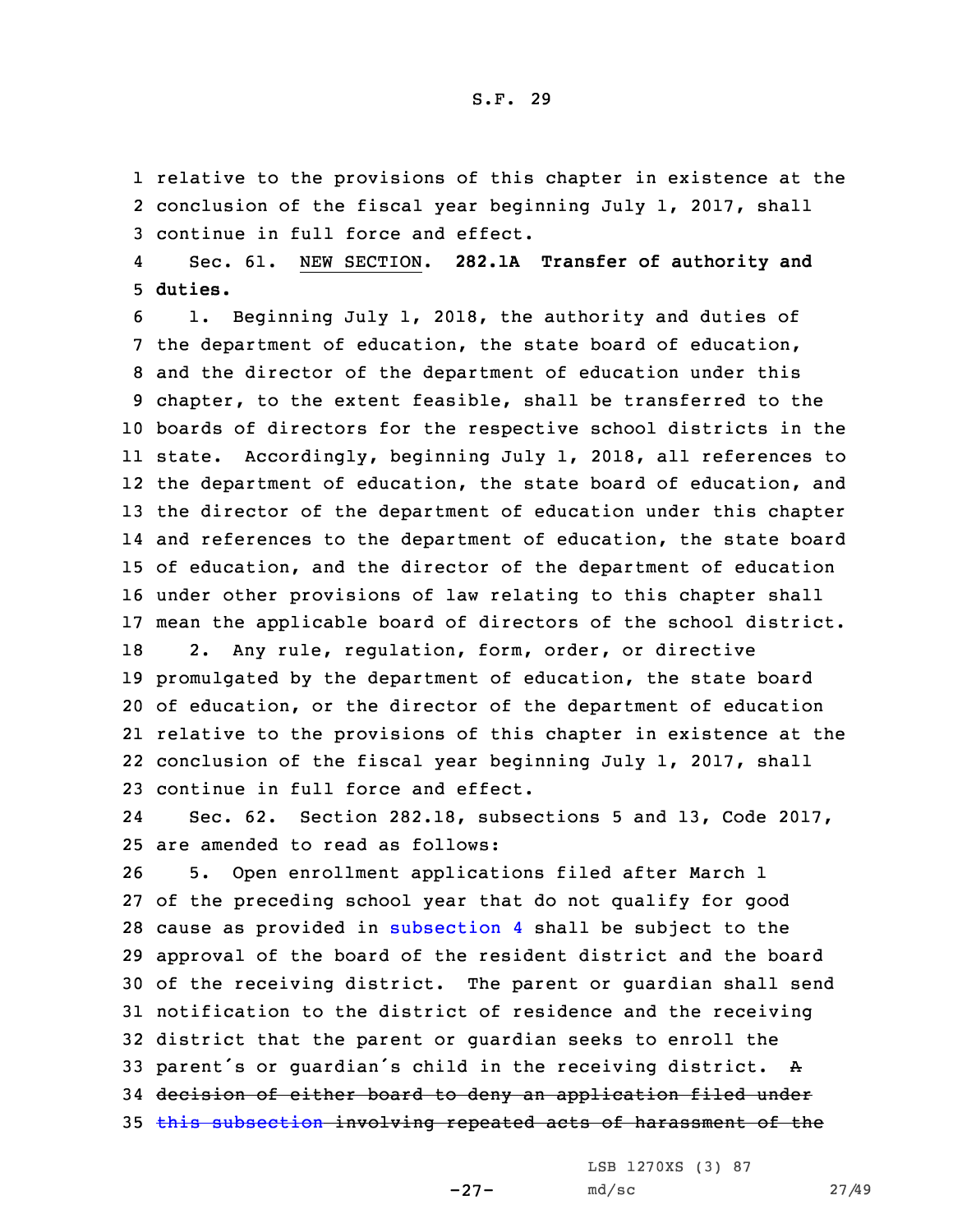relative to the provisions of this chapter in existence at the conclusion of the fiscal year beginning July 1, 2017, shall continue in full force and effect.

Sec. 61. NEW SECTION. **282.1A Transfer of authority and duties.**

1. Beginning July 1, 2018, the authority and duties of the department of education, the state board of education, and the director of the department of education under this chapter, to the extent feasible, shall be transferred to the boards of directors for the respective school districts in the state. Accordingly, beginning July 1, 2018, all references to the department of education, the state board of education, and the director of the department of education under this chapter and references to the department of education, the state board of education, and the director of the department of education under other provisions of law relating to this chapter shall mean the applicable board of directors of the school district.

2. Any rule, regulation, form, order, or directive promulgated by the department of education, the state board of education, or the director of the department of education relative to the provisions of this chapter in existence at the conclusion of the fiscal year beginning July 1, 2017, shall continue in full force and effect.

Sec. 62. Section 282.18, subsections 5 and 13, Code 2017, are amended to read as follows:

5. Open enrollment applications filed after March 1 of the preceding school year that do not qualify for good cause as provided in subsection 4 shall be subject to the approval of the board of the resident district and the board of the receiving district. The parent or guardian shall send notification to the district of residence and the receiving district that the parent or guardian seeks to enroll the parent's or guardian's child in the receiving district. ~~A decision of either board to deny an application filed under this subsection involving repeated acts of harassment of the~~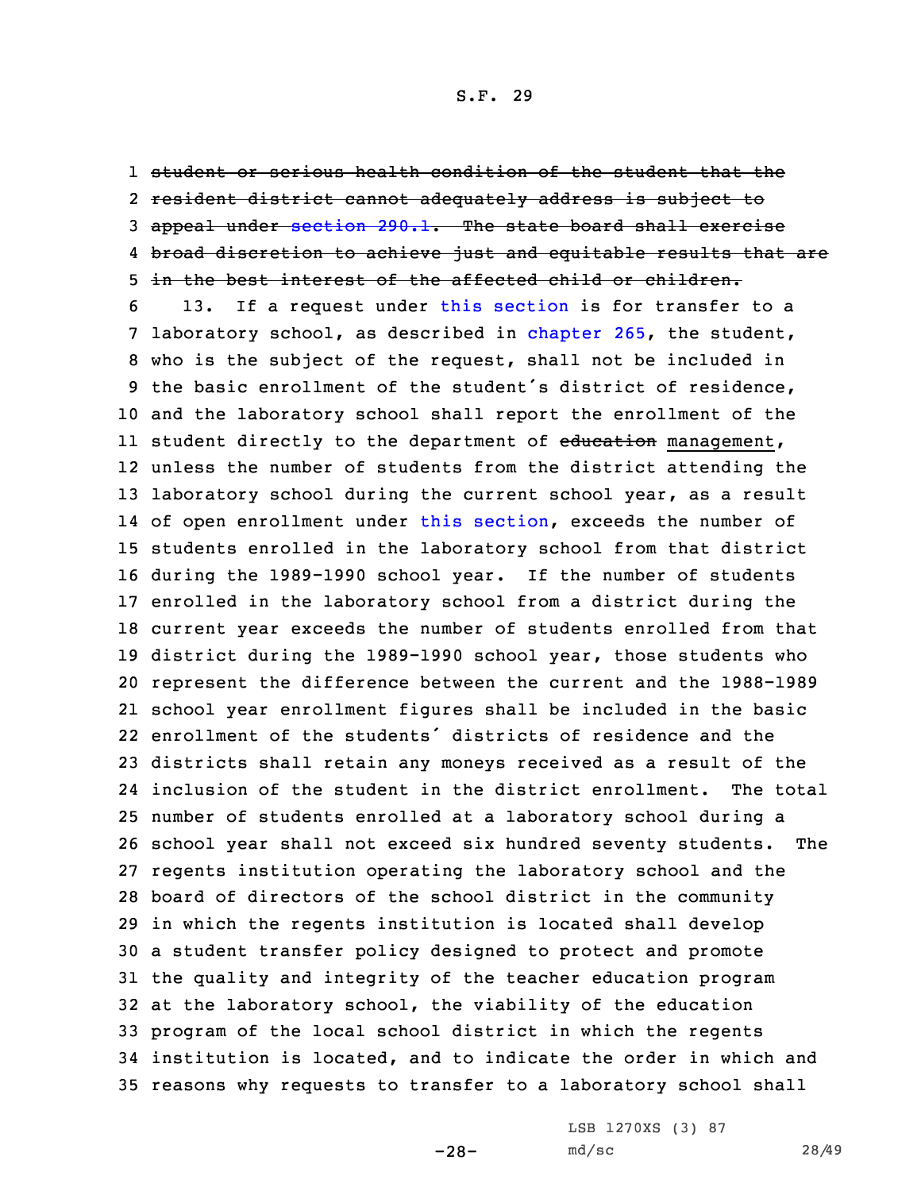1 ~~student or serious health condition of the student that the~~
2 ~~resident district cannot adequately address is subject to~~
3 ~~appeal under section 290.1. The state board shall exercise~~
4 ~~broad discretion to achieve just and equitable results that are~~
5 ~~in the best interest of the affected child or children.~~

6 13. If a request under this section is for transfer to a
7 laboratory school, as described in chapter 265, the student,
8 who is the subject of the request, shall not be included in
9 the basic enrollment of the student's district of residence,
10 and the laboratory school shall report the enrollment of the
11 student directly to the department of ~~education~~ management,
12 unless the number of students from the district attending the
13 laboratory school during the current school year, as a result
14 of open enrollment under this section, exceeds the number of
15 students enrolled in the laboratory school from that district
16 during the 1989-1990 school year. If the number of students
17 enrolled in the laboratory school from a district during the
18 current year exceeds the number of students enrolled from that
19 district during the 1989-1990 school year, those students who
20 represent the difference between the current and the 1988-1989
21 school year enrollment figures shall be included in the basic
22 enrollment of the students' districts of residence and the
23 districts shall retain any moneys received as a result of the
24 inclusion of the student in the district enrollment. The total
25 number of students enrolled at a laboratory school during a
26 school year shall not exceed six hundred seventy students. The
27 regents institution operating the laboratory school and the
28 board of directors of the school district in the community
29 in which the regents institution is located shall develop
30 a student transfer policy designed to protect and promote
31 the quality and integrity of the teacher education program
32 at the laboratory school, the viability of the education
33 program of the local school district in which the regents
34 institution is located, and to indicate the order in which and
35 reasons why requests to transfer to a laboratory school shall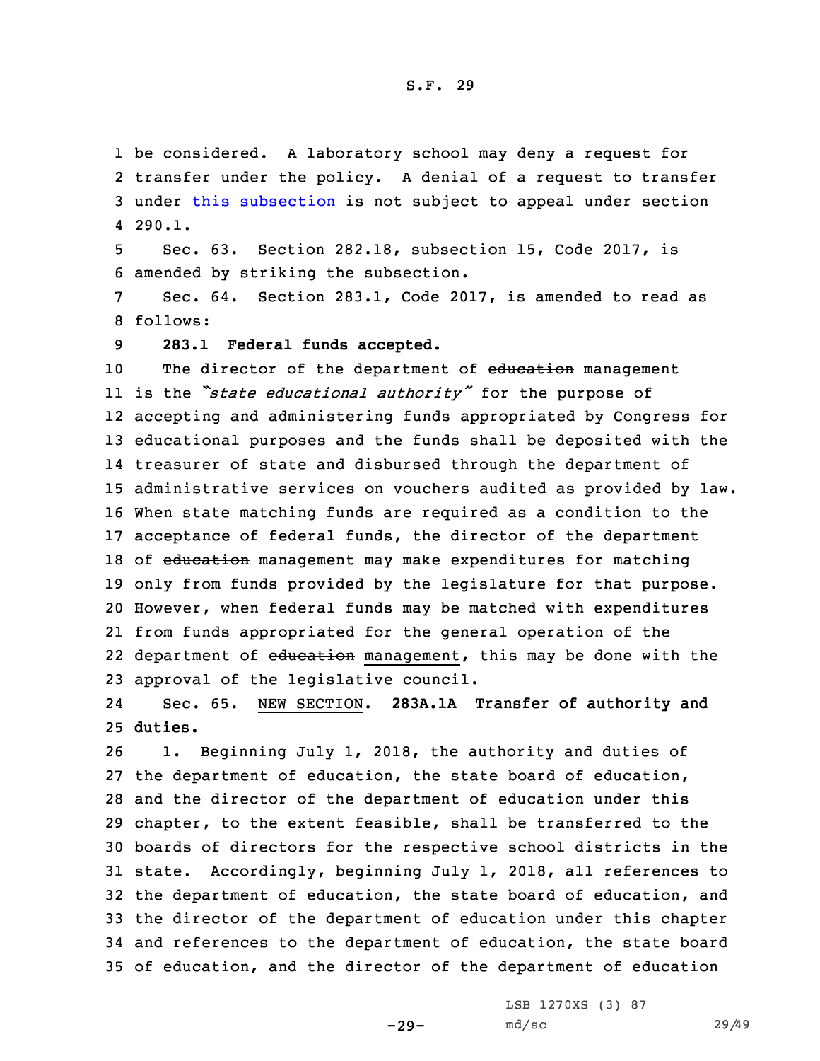be considered. A laboratory school may deny a request for transfer under the policy. ~~A denial of a request to transfer under this subsection is not subject to appeal under section 290.1.~~

Sec. 63. Section 282.18, subsection 15, Code 2017, is amended by striking the subsection.

Sec. 64. Section 283.1, Code 2017, is amended to read as follows:

**283.1 Federal funds accepted.**

The director of the department of ~~education~~ management is the *"state educational authority"* for the purpose of accepting and administering funds appropriated by Congress for educational purposes and the funds shall be deposited with the treasurer of state and disbursed through the department of administrative services on vouchers audited as provided by law. When state matching funds are required as a condition to the acceptance of federal funds, the director of the department of ~~education~~ management may make expenditures for matching only from funds provided by the legislature for that purpose. However, when federal funds may be matched with expenditures from funds appropriated for the general operation of the department of ~~education~~ management, this may be done with the approval of the legislative council.

Sec. 65. NEW SECTION. **283A.1A Transfer of authority and duties.**

1. Beginning July 1, 2018, the authority and duties of the department of education, the state board of education, and the director of the department of education under this chapter, to the extent feasible, shall be transferred to the boards of directors for the respective school districts in the state. Accordingly, beginning July 1, 2018, all references to the department of education, the state board of education, and the director of the department of education under this chapter and references to the department of education, the state board of education, and the director of the department of education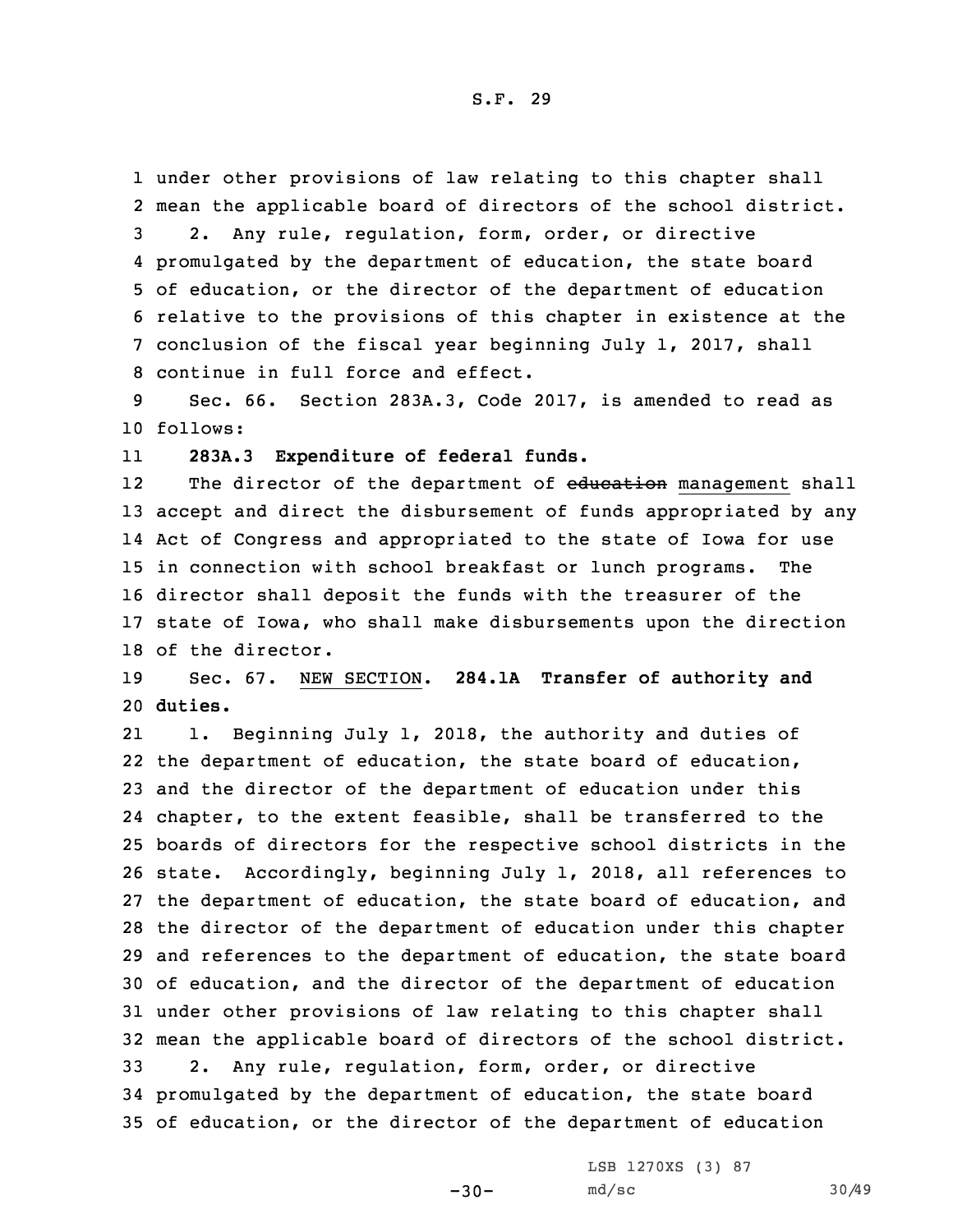under other provisions of law relating to this chapter shall mean the applicable board of directors of the school district.

2. Any rule, regulation, form, order, or directive promulgated by the department of education, the state board of education, or the director of the department of education relative to the provisions of this chapter in existence at the conclusion of the fiscal year beginning July 1, 2017, shall continue in full force and effect.

Sec. 66. Section 283A.3, Code 2017, is amended to read as follows:

**283A.3 Expenditure of federal funds.**

The director of the department of ~~education~~ management shall accept and direct the disbursement of funds appropriated by any Act of Congress and appropriated to the state of Iowa for use in connection with school breakfast or lunch programs. The director shall deposit the funds with the treasurer of the state of Iowa, who shall make disbursements upon the direction of the director.

Sec. 67. NEW SECTION. **284.1A Transfer of authority and duties.**

1. Beginning July 1, 2018, the authority and duties of the department of education, the state board of education, and the director of the department of education under this chapter, to the extent feasible, shall be transferred to the boards of directors for the respective school districts in the state. Accordingly, beginning July 1, 2018, all references to the department of education, the state board of education, and the director of the department of education under this chapter and references to the department of education, the state board of education, and the director of the department of education under other provisions of law relating to this chapter shall mean the applicable board of directors of the school district.

2. Any rule, regulation, form, order, or directive promulgated by the department of education, the state board of education, or the director of the department of education

LSB 1270XS (3) 87

md/sc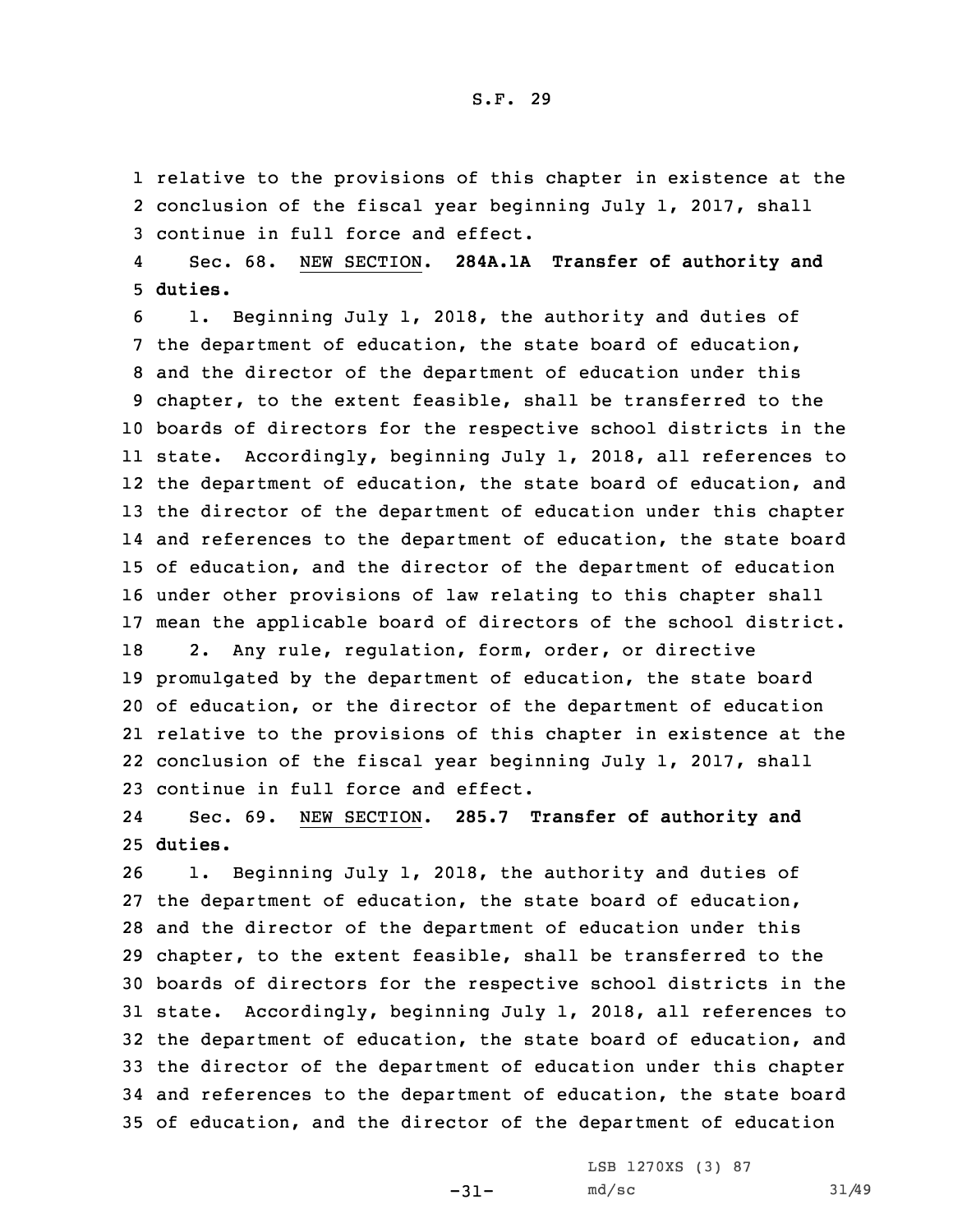relative to the provisions of this chapter in existence at the conclusion of the fiscal year beginning July 1, 2017, shall continue in full force and effect.

Sec. 68. NEW SECTION. **284A.1A Transfer of authority and duties.**

1. Beginning July 1, 2018, the authority and duties of the department of education, the state board of education, and the director of the department of education under this chapter, to the extent feasible, shall be transferred to the boards of directors for the respective school districts in the state. Accordingly, beginning July 1, 2018, all references to the department of education, the state board of education, and the director of the department of education under this chapter and references to the department of education, the state board of education, and the director of the department of education under other provisions of law relating to this chapter shall mean the applicable board of directors of the school district.

2. Any rule, regulation, form, order, or directive promulgated by the department of education, the state board of education, or the director of the department of education relative to the provisions of this chapter in existence at the conclusion of the fiscal year beginning July 1, 2017, shall continue in full force and effect.

Sec. 69. NEW SECTION. **285.7 Transfer of authority and duties.**

1. Beginning July 1, 2018, the authority and duties of the department of education, the state board of education, and the director of the department of education under this chapter, to the extent feasible, shall be transferred to the boards of directors for the respective school districts in the state. Accordingly, beginning July 1, 2018, all references to the department of education, the state board of education, and the director of the department of education under this chapter and references to the department of education, the state board of education, and the director of the department of education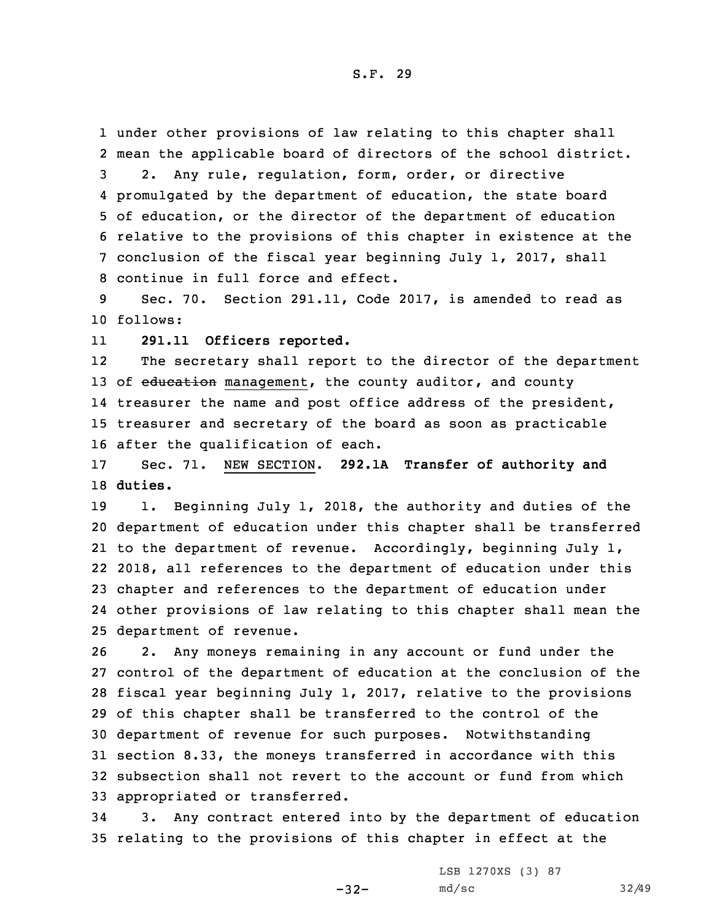under other provisions of law relating to this chapter shall mean the applicable board of directors of the school district.

2. Any rule, regulation, form, order, or directive promulgated by the department of education, the state board of education, or the director of the department of education relative to the provisions of this chapter in existence at the conclusion of the fiscal year beginning July 1, 2017, shall continue in full force and effect.

Sec. 70. Section 291.11, Code 2017, is amended to read as follows:

**291.11 Officers reported.**

The secretary shall report to the director of the department of ~~education~~ management, the county auditor, and county treasurer the name and post office address of the president, treasurer and secretary of the board as soon as practicable after the qualification of each.

Sec. 71. NEW SECTION. **292.1A Transfer of authority and duties.**

1. Beginning July 1, 2018, the authority and duties of the department of education under this chapter shall be transferred to the department of revenue. Accordingly, beginning July 1, 2018, all references to the department of education under this chapter and references to the department of education under other provisions of law relating to this chapter shall mean the department of revenue.

2. Any moneys remaining in any account or fund under the control of the department of education at the conclusion of the fiscal year beginning July 1, 2017, relative to the provisions of this chapter shall be transferred to the control of the department of revenue for such purposes. Notwithstanding section 8.33, the moneys transferred in accordance with this subsection shall not revert to the account or fund from which appropriated or transferred.

3. Any contract entered into by the department of education relating to the provisions of this chapter in effect at the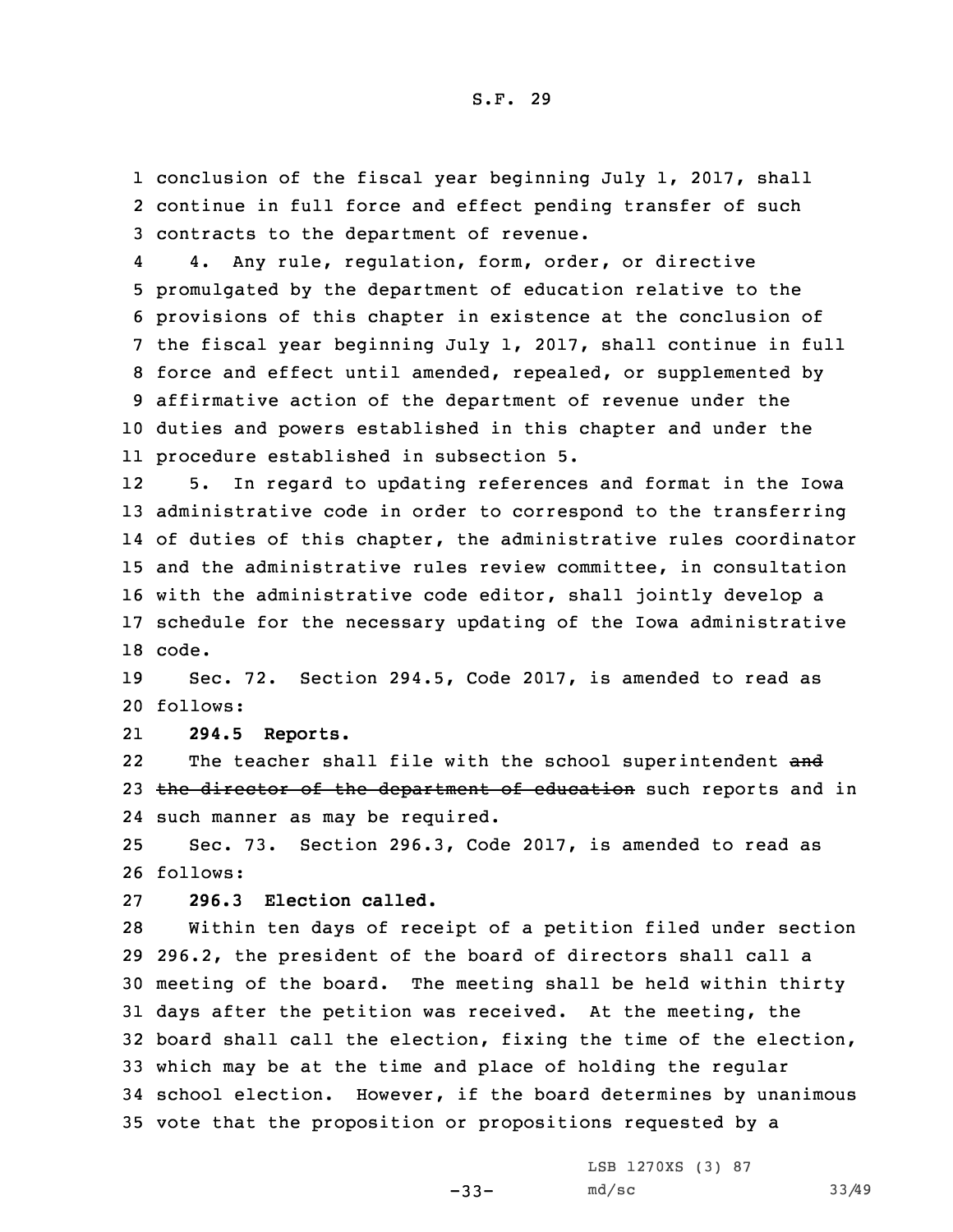conclusion of the fiscal year beginning July 1, 2017, shall continue in full force and effect pending transfer of such contracts to the department of revenue.

4. Any rule, regulation, form, order, or directive promulgated by the department of education relative to the provisions of this chapter in existence at the conclusion of the fiscal year beginning July 1, 2017, shall continue in full force and effect until amended, repealed, or supplemented by affirmative action of the department of revenue under the duties and powers established in this chapter and under the procedure established in subsection 5.

5. In regard to updating references and format in the Iowa administrative code in order to correspond to the transferring of duties of this chapter, the administrative rules coordinator and the administrative rules review committee, in consultation with the administrative code editor, shall jointly develop a schedule for the necessary updating of the Iowa administrative code.

Sec. 72. Section 294.5, Code 2017, is amended to read as follows:

**294.5 Reports.**

The teacher shall file with the school superintendent ~~and the director of the department of education~~ such reports and in such manner as may be required.

Sec. 73. Section 296.3, Code 2017, is amended to read as follows:

**296.3 Election called.**

Within ten days of receipt of a petition filed under section 296.2, the president of the board of directors shall call a meeting of the board. The meeting shall be held within thirty days after the petition was received. At the meeting, the board shall call the election, fixing the time of the election, which may be at the time and place of holding the regular school election. However, if the board determines by unanimous vote that the proposition or propositions requested by a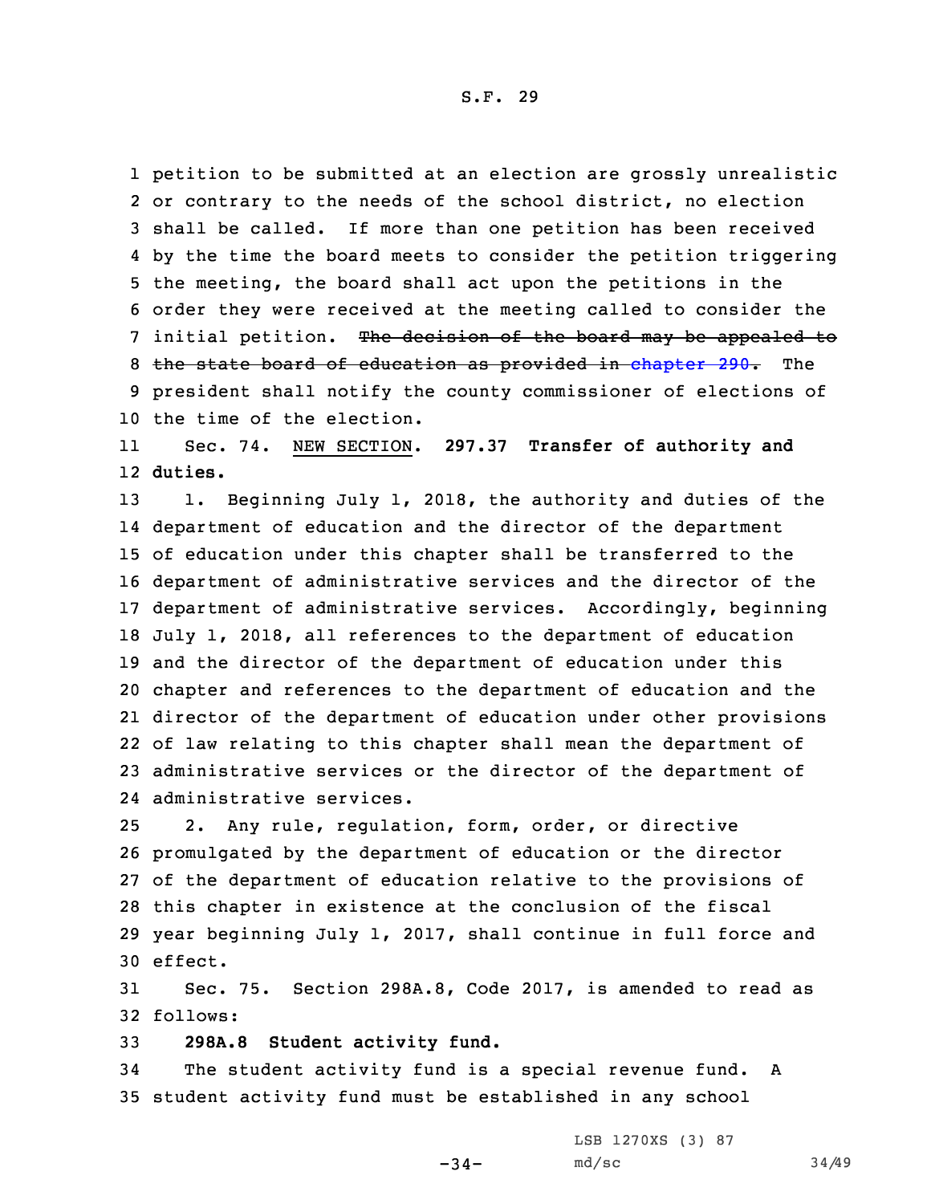petition to be submitted at an election are grossly unrealistic or contrary to the needs of the school district, no election shall be called. If more than one petition has been received by the time the board meets to consider the petition triggering the meeting, the board shall act upon the petitions in the order they were received at the meeting called to consider the initial petition. ~~The decision of the board may be appealed to the state board of education as provided in chapter 290.~~ The president shall notify the county commissioner of elections of the time of the election.

Sec. 74. NEW SECTION. **297.37 Transfer of authority and duties.**

1. Beginning July 1, 2018, the authority and duties of the department of education and the director of the department of education under this chapter shall be transferred to the department of administrative services and the director of the department of administrative services. Accordingly, beginning July 1, 2018, all references to the department of education and the director of the department of education under this chapter and references to the department of education and the director of the department of education under other provisions of law relating to this chapter shall mean the department of administrative services or the director of the department of administrative services.

2. Any rule, regulation, form, order, or directive promulgated by the department of education or the director of the department of education relative to the provisions of this chapter in existence at the conclusion of the fiscal year beginning July 1, 2017, shall continue in full force and effect.

Sec. 75. Section 298A.8, Code 2017, is amended to read as follows:

**298A.8 Student activity fund.**

The student activity fund is a special revenue fund. A student activity fund must be established in any school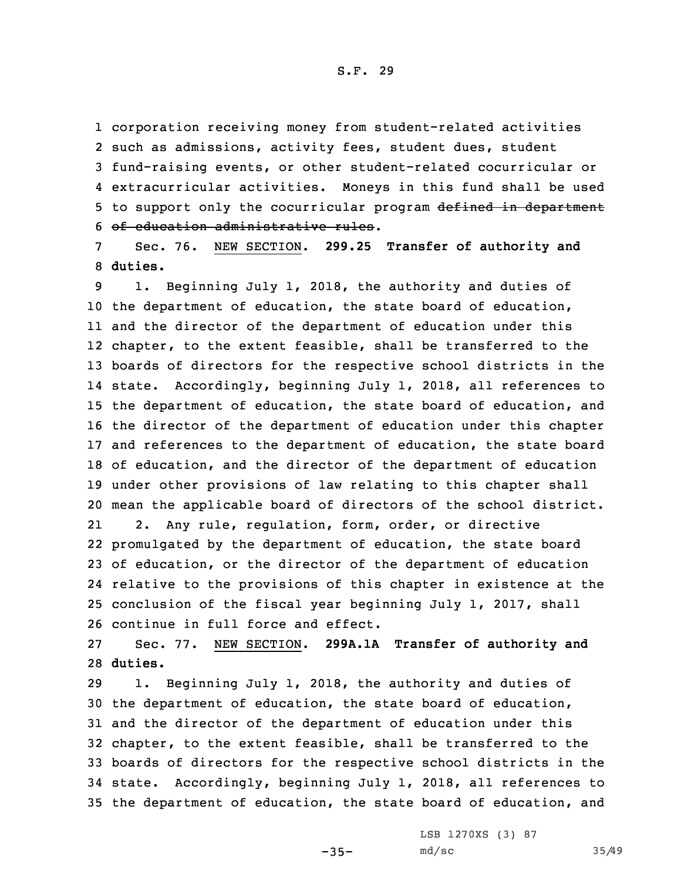corporation receiving money from student-related activities such as admissions, activity fees, student dues, student fund-raising events, or other student-related cocurricular or extracurricular activities. Moneys in this fund shall be used to support only the cocurricular program ~~defined in department of education administrative rules~~.

Sec. 76. NEW SECTION. **299.25 Transfer of authority and duties.**

1. Beginning July 1, 2018, the authority and duties of the department of education, the state board of education, and the director of the department of education under this chapter, to the extent feasible, shall be transferred to the boards of directors for the respective school districts in the state. Accordingly, beginning July 1, 2018, all references to the department of education, the state board of education, and the director of the department of education under this chapter and references to the department of education, the state board of education, and the director of the department of education under other provisions of law relating to this chapter shall mean the applicable board of directors of the school district.

2. Any rule, regulation, form, order, or directive promulgated by the department of education, the state board of education, or the director of the department of education relative to the provisions of this chapter in existence at the conclusion of the fiscal year beginning July 1, 2017, shall continue in full force and effect.

Sec. 77. NEW SECTION. **299A.1A Transfer of authority and duties.**

1. Beginning July 1, 2018, the authority and duties of the department of education, the state board of education, and the director of the department of education under this chapter, to the extent feasible, shall be transferred to the boards of directors for the respective school districts in the state. Accordingly, beginning July 1, 2018, all references to the department of education, the state board of education, and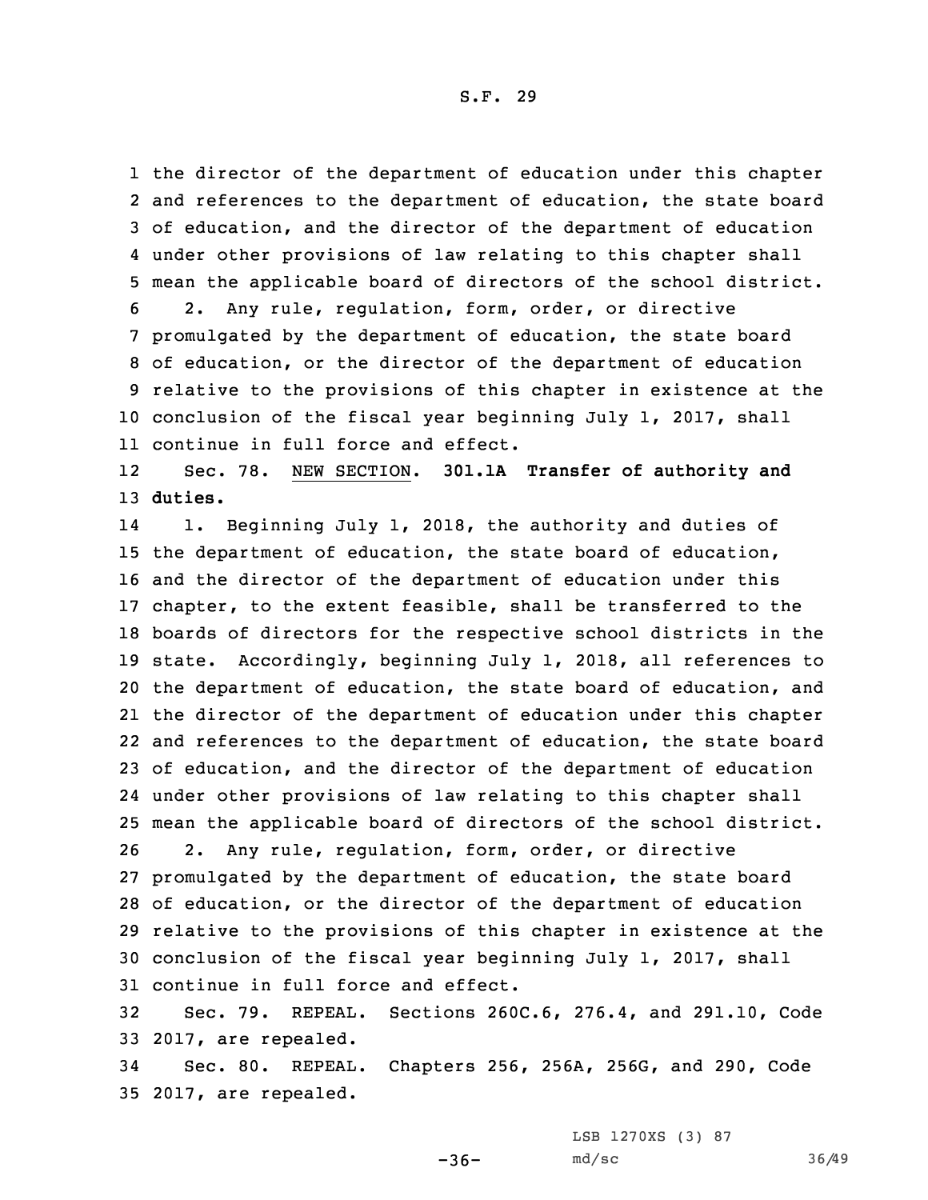the director of the department of education under this chapter and references to the department of education, the state board of education, and the director of the department of education under other provisions of law relating to this chapter shall mean the applicable board of directors of the school district.

2. Any rule, regulation, form, order, or directive promulgated by the department of education, the state board of education, or the director of the department of education relative to the provisions of this chapter in existence at the conclusion of the fiscal year beginning July 1, 2017, shall continue in full force and effect.

Sec. 78. NEW SECTION. **301.1A Transfer of authority and duties.**

1. Beginning July 1, 2018, the authority and duties of the department of education, the state board of education, and the director of the department of education under this chapter, to the extent feasible, shall be transferred to the boards of directors for the respective school districts in the state. Accordingly, beginning July 1, 2018, all references to the department of education, the state board of education, and the director of the department of education under this chapter and references to the department of education, the state board of education, and the director of the department of education under other provisions of law relating to this chapter shall mean the applicable board of directors of the school district.

2. Any rule, regulation, form, order, or directive promulgated by the department of education, the state board of education, or the director of the department of education relative to the provisions of this chapter in existence at the conclusion of the fiscal year beginning July 1, 2017, shall continue in full force and effect.

Sec. 79. REPEAL. Sections 260C.6, 276.4, and 291.10, Code 2017, are repealed.

Sec. 80. REPEAL. Chapters 256, 256A, 256G, and 290, Code 2017, are repealed.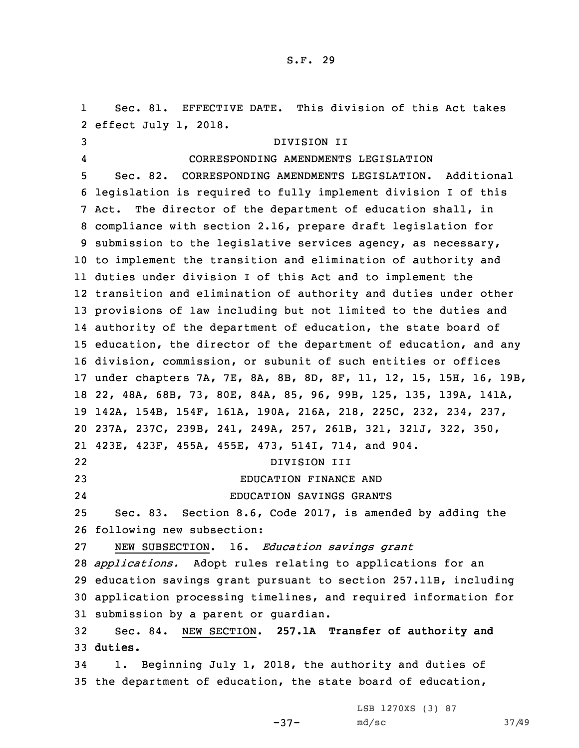Sec. 81. EFFECTIVE DATE. This division of this Act takes effect July 1, 2018.

DIVISION II

CORRESPONDING AMENDMENTS LEGISLATION

Sec. 82. CORRESPONDING AMENDMENTS LEGISLATION. Additional legislation is required to fully implement division I of this Act. The director of the department of education shall, in compliance with section 2.16, prepare draft legislation for submission to the legislative services agency, as necessary, to implement the transition and elimination of authority and duties under division I of this Act and to implement the transition and elimination of authority and duties under other provisions of law including but not limited to the duties and authority of the department of education, the state board of education, the director of the department of education, and any division, commission, or subunit of such entities or offices under chapters 7A, 7E, 8A, 8B, 8D, 8F, 11, 12, 15, 15H, 16, 19B, 22, 48A, 68B, 73, 80E, 84A, 85, 96, 99B, 125, 135, 139A, 141A, 142A, 154B, 154F, 161A, 190A, 216A, 218, 225C, 232, 234, 237, 237A, 237C, 239B, 241, 249A, 257, 261B, 321, 321J, 322, 350, 423E, 423F, 455A, 455E, 473, 514I, 714, and 904.

DIVISION III

EDUCATION FINANCE AND

EDUCATION SAVINGS GRANTS

Sec. 83. Section 8.6, Code 2017, is amended by adding the following new subsection:

NEW SUBSECTION. 16. *Education savings grant applications.* Adopt rules relating to applications for an education savings grant pursuant to section 257.11B, including application processing timelines, and required information for submission by a parent or guardian.

Sec. 84. NEW SECTION. **257.1A Transfer of authority and duties.**

1. Beginning July 1, 2018, the authority and duties of the department of education, the state board of education,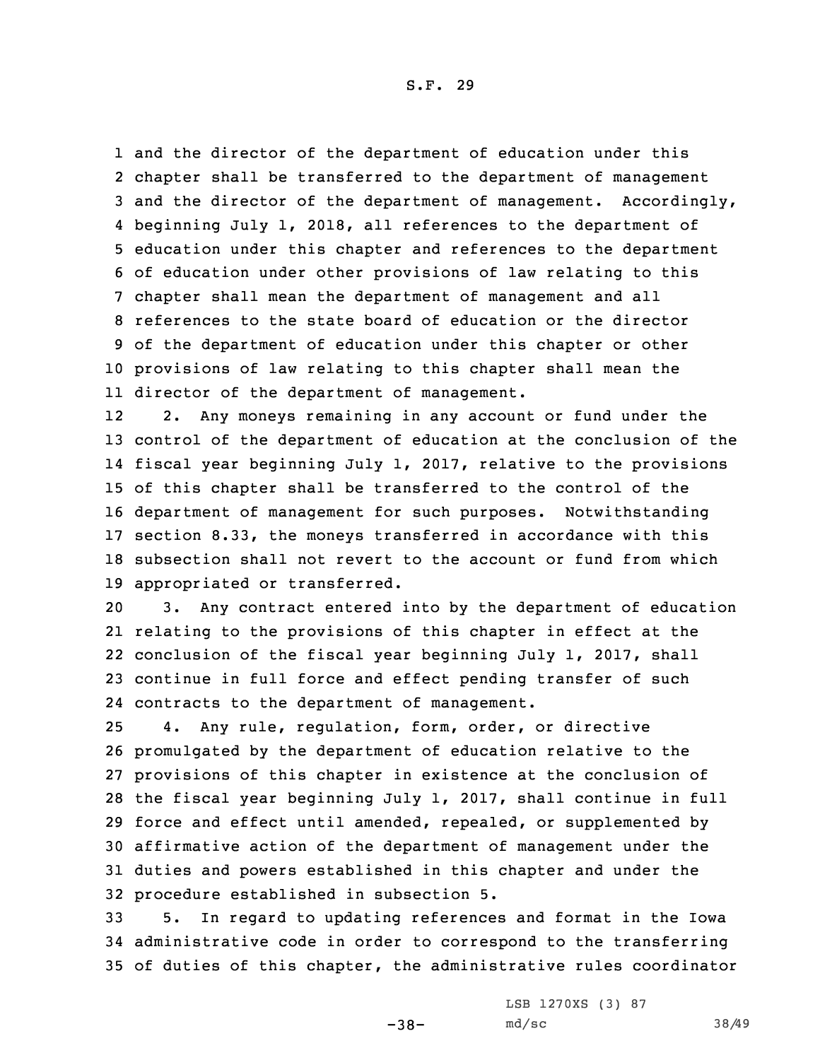and the director of the department of education under this chapter shall be transferred to the department of management and the director of the department of management. Accordingly, beginning July 1, 2018, all references to the department of education under this chapter and references to the department of education under other provisions of law relating to this chapter shall mean the department of management and all references to the state board of education or the director of the department of education under this chapter or other provisions of law relating to this chapter shall mean the director of the department of management.

2. Any moneys remaining in any account or fund under the control of the department of education at the conclusion of the fiscal year beginning July 1, 2017, relative to the provisions of this chapter shall be transferred to the control of the department of management for such purposes. Notwithstanding section 8.33, the moneys transferred in accordance with this subsection shall not revert to the account or fund from which appropriated or transferred.

3. Any contract entered into by the department of education relating to the provisions of this chapter in effect at the conclusion of the fiscal year beginning July 1, 2017, shall continue in full force and effect pending transfer of such contracts to the department of management.

4. Any rule, regulation, form, order, or directive promulgated by the department of education relative to the provisions of this chapter in existence at the conclusion of the fiscal year beginning July 1, 2017, shall continue in full force and effect until amended, repealed, or supplemented by affirmative action of the department of management under the duties and powers established in this chapter and under the procedure established in subsection 5.

5. In regard to updating references and format in the Iowa administrative code in order to correspond to the transferring of duties of this chapter, the administrative rules coordinator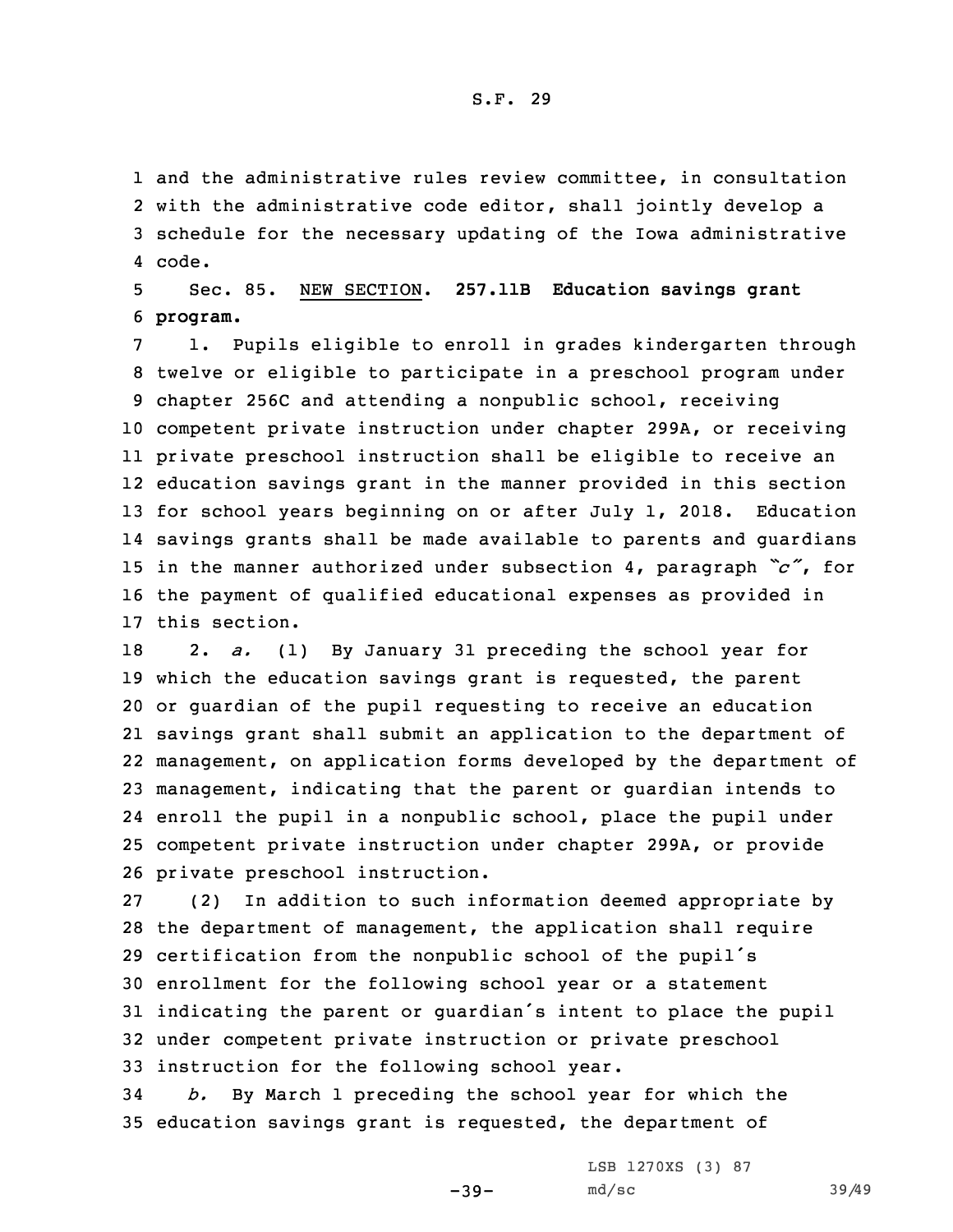and the administrative rules review committee, in consultation with the administrative code editor, shall jointly develop a schedule for the necessary updating of the Iowa administrative code.

Sec. 85. NEW SECTION. **257.11B Education savings grant program.**

1. Pupils eligible to enroll in grades kindergarten through twelve or eligible to participate in a preschool program under chapter 256C and attending a nonpublic school, receiving competent private instruction under chapter 299A, or receiving private preschool instruction shall be eligible to receive an education savings grant in the manner provided in this section for school years beginning on or after July 1, 2018. Education savings grants shall be made available to parents and guardians in the manner authorized under subsection 4, paragraph *"c"*, for the payment of qualified educational expenses as provided in this section.

2. *a.* (1) By January 31 preceding the school year for which the education savings grant is requested, the parent or guardian of the pupil requesting to receive an education savings grant shall submit an application to the department of management, on application forms developed by the department of management, indicating that the parent or guardian intends to enroll the pupil in a nonpublic school, place the pupil under competent private instruction under chapter 299A, or provide private preschool instruction.

(2) In addition to such information deemed appropriate by the department of management, the application shall require certification from the nonpublic school of the pupil's enrollment for the following school year or a statement indicating the parent or guardian's intent to place the pupil under competent private instruction or private preschool instruction for the following school year.

*b.* By March 1 preceding the school year for which the education savings grant is requested, the department of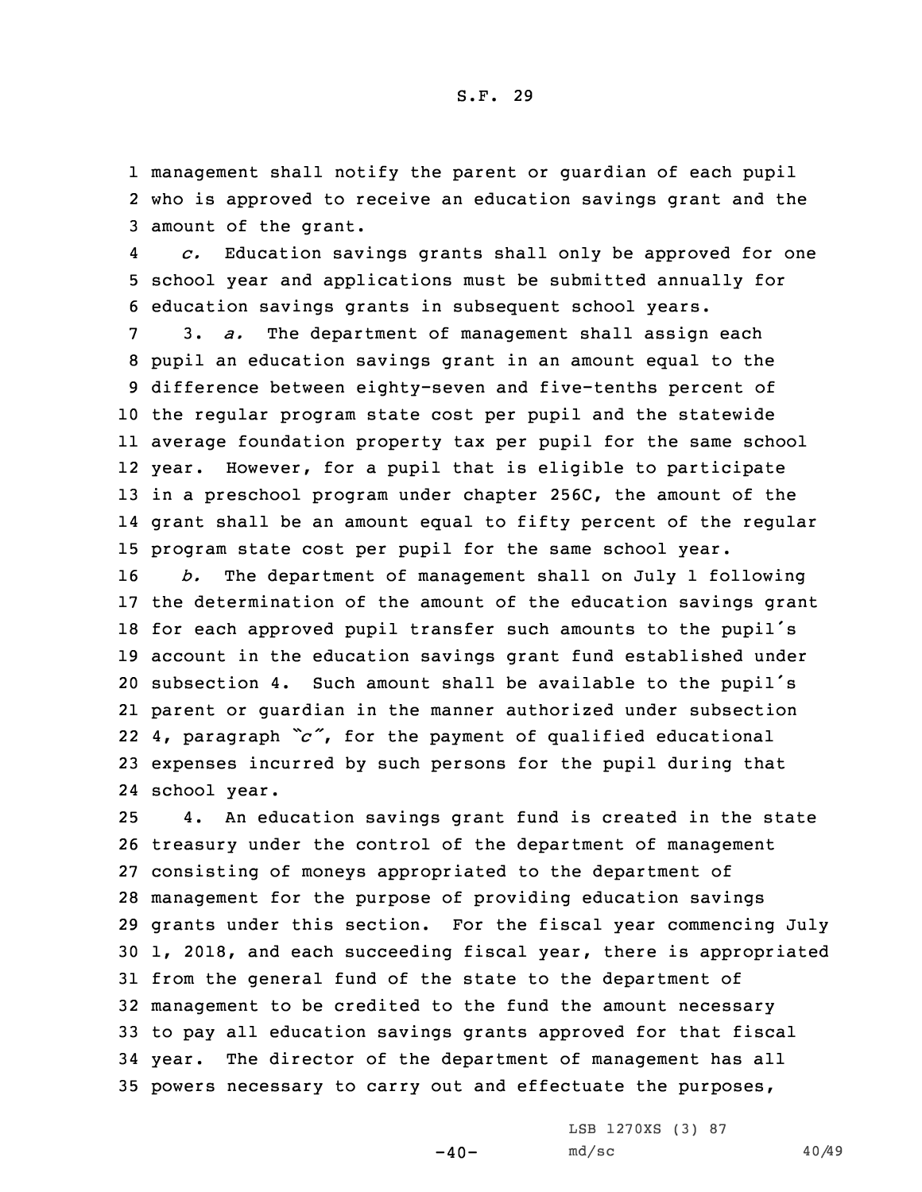management shall notify the parent or guardian of each pupil who is approved to receive an education savings grant and the amount of the grant.

*c.* Education savings grants shall only be approved for one school year and applications must be submitted annually for education savings grants in subsequent school years.

3. *a.* The department of management shall assign each pupil an education savings grant in an amount equal to the difference between eighty-seven and five-tenths percent of the regular program state cost per pupil and the statewide average foundation property tax per pupil for the same school year. However, for a pupil that is eligible to participate in a preschool program under chapter 256C, the amount of the grant shall be an amount equal to fifty percent of the regular program state cost per pupil for the same school year.

*b.* The department of management shall on July 1 following the determination of the amount of the education savings grant for each approved pupil transfer such amounts to the pupil's account in the education savings grant fund established under subsection 4. Such amount shall be available to the pupil's parent or guardian in the manner authorized under subsection 4, paragraph *"c"*, for the payment of qualified educational expenses incurred by such persons for the pupil during that school year.

4. An education savings grant fund is created in the state treasury under the control of the department of management consisting of moneys appropriated to the department of management for the purpose of providing education savings grants under this section. For the fiscal year commencing July 1, 2018, and each succeeding fiscal year, there is appropriated from the general fund of the state to the department of management to be credited to the fund the amount necessary to pay all education savings grants approved for that fiscal year. The director of the department of management has all powers necessary to carry out and effectuate the purposes,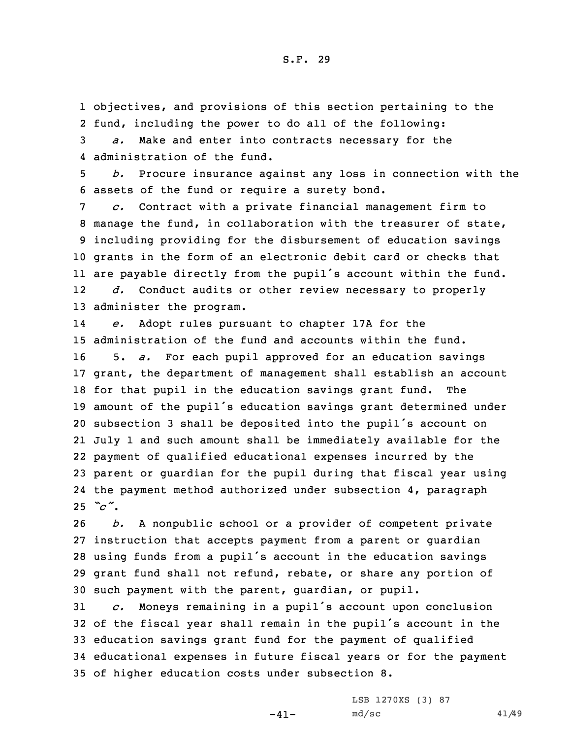objectives, and provisions of this section pertaining to the fund, including the power to do all of the following:

*a.* Make and enter into contracts necessary for the administration of the fund.

*b.* Procure insurance against any loss in connection with the assets of the fund or require a surety bond.

*c.* Contract with a private financial management firm to manage the fund, in collaboration with the treasurer of state, including providing for the disbursement of education savings grants in the form of an electronic debit card or checks that are payable directly from the pupil's account within the fund.

*d.* Conduct audits or other review necessary to properly administer the program.

*e.* Adopt rules pursuant to chapter 17A for the administration of the fund and accounts within the fund.

5. *a.* For each pupil approved for an education savings grant, the department of management shall establish an account for that pupil in the education savings grant fund. The amount of the pupil's education savings grant determined under subsection 3 shall be deposited into the pupil's account on July 1 and such amount shall be immediately available for the payment of qualified educational expenses incurred by the parent or guardian for the pupil during that fiscal year using the payment method authorized under subsection 4, paragraph *"c"*.

*b.* A nonpublic school or a provider of competent private instruction that accepts payment from a parent or guardian using funds from a pupil's account in the education savings grant fund shall not refund, rebate, or share any portion of such payment with the parent, guardian, or pupil.

*c.* Moneys remaining in a pupil's account upon conclusion of the fiscal year shall remain in the pupil's account in the education savings grant fund for the payment of qualified educational expenses in future fiscal years or for the payment of higher education costs under subsection 8.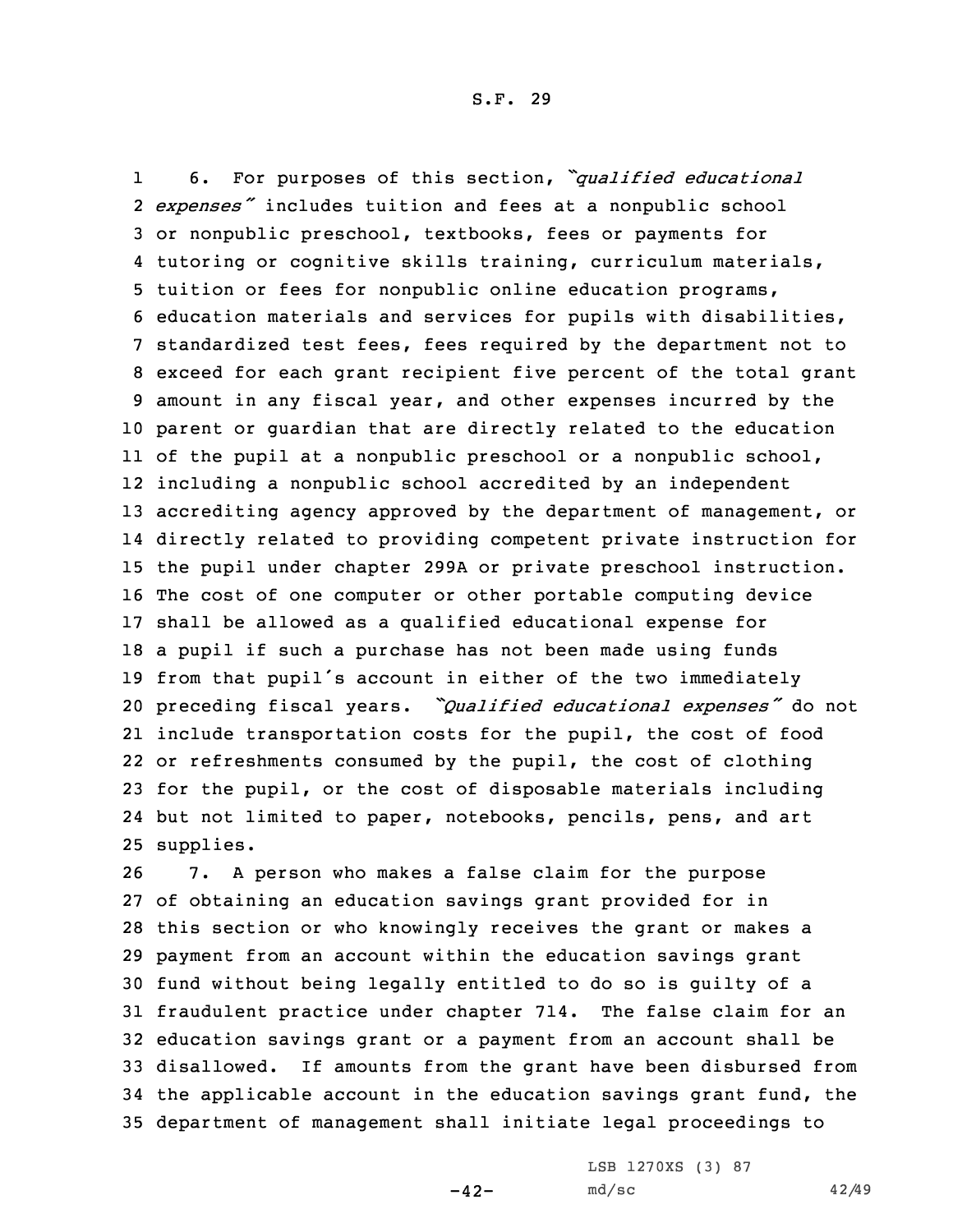6. For purposes of this section, *"qualified educational expenses"* includes tuition and fees at a nonpublic school or nonpublic preschool, textbooks, fees or payments for tutoring or cognitive skills training, curriculum materials, tuition or fees for nonpublic online education programs, education materials and services for pupils with disabilities, standardized test fees, fees required by the department not to exceed for each grant recipient five percent of the total grant amount in any fiscal year, and other expenses incurred by the parent or guardian that are directly related to the education of the pupil at a nonpublic preschool or a nonpublic school, including a nonpublic school accredited by an independent accrediting agency approved by the department of management, or directly related to providing competent private instruction for the pupil under chapter 299A or private preschool instruction. The cost of one computer or other portable computing device shall be allowed as a qualified educational expense for a pupil if such a purchase has not been made using funds from that pupil's account in either of the two immediately preceding fiscal years. *"Qualified educational expenses"* do not include transportation costs for the pupil, the cost of food or refreshments consumed by the pupil, the cost of clothing for the pupil, or the cost of disposable materials including but not limited to paper, notebooks, pencils, pens, and art supplies.

7. A person who makes a false claim for the purpose of obtaining an education savings grant provided for in this section or who knowingly receives the grant or makes a payment from an account within the education savings grant fund without being legally entitled to do so is guilty of a fraudulent practice under chapter 714. The false claim for an education savings grant or a payment from an account shall be disallowed. If amounts from the grant have been disbursed from the applicable account in the education savings grant fund, the department of management shall initiate legal proceedings to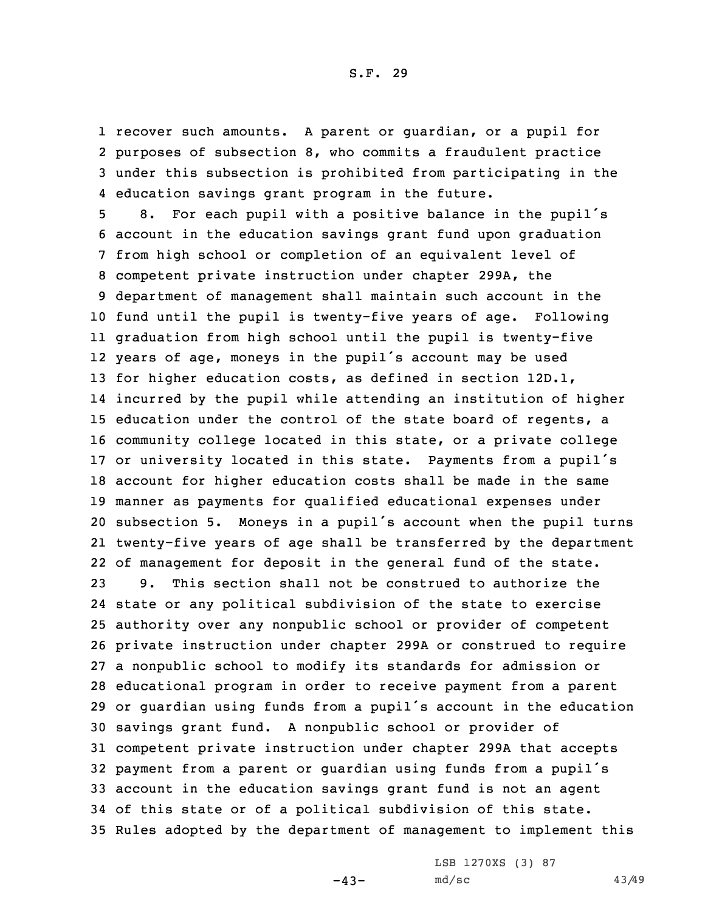recover such amounts. A parent or guardian, or a pupil for purposes of subsection 8, who commits a fraudulent practice under this subsection is prohibited from participating in the education savings grant program in the future.

8. For each pupil with a positive balance in the pupil´s account in the education savings grant fund upon graduation from high school or completion of an equivalent level of competent private instruction under chapter 299A, the department of management shall maintain such account in the fund until the pupil is twenty-five years of age. Following graduation from high school until the pupil is twenty-five years of age, moneys in the pupil´s account may be used for higher education costs, as defined in section 12D.1, incurred by the pupil while attending an institution of higher education under the control of the state board of regents, a community college located in this state, or a private college or university located in this state. Payments from a pupil´s account for higher education costs shall be made in the same manner as payments for qualified educational expenses under subsection 5. Moneys in a pupil´s account when the pupil turns twenty-five years of age shall be transferred by the department of management for deposit in the general fund of the state.

9. This section shall not be construed to authorize the state or any political subdivision of the state to exercise authority over any nonpublic school or provider of competent private instruction under chapter 299A or construed to require a nonpublic school to modify its standards for admission or educational program in order to receive payment from a parent or guardian using funds from a pupil´s account in the education savings grant fund. A nonpublic school or provider of competent private instruction under chapter 299A that accepts payment from a parent or guardian using funds from a pupil´s account in the education savings grant fund is not an agent of this state or of a political subdivision of this state. Rules adopted by the department of management to implement this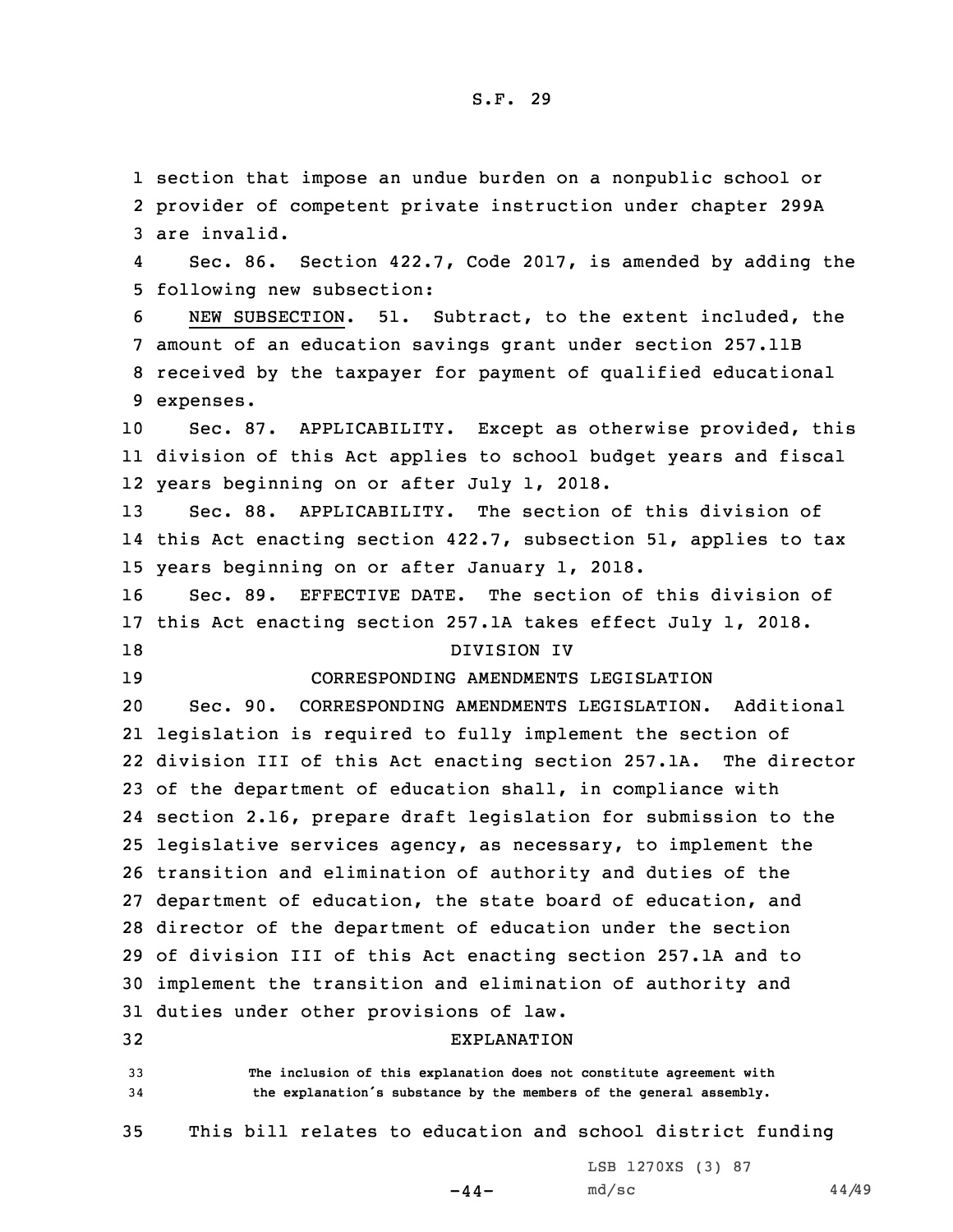section that impose an undue burden on a nonpublic school or provider of competent private instruction under chapter 299A are invalid.

Sec. 86. Section 422.7, Code 2017, is amended by adding the following new subsection:

NEW SUBSECTION. 51. Subtract, to the extent included, the amount of an education savings grant under section 257.11B received by the taxpayer for payment of qualified educational expenses.

Sec. 87. APPLICABILITY. Except as otherwise provided, this division of this Act applies to school budget years and fiscal years beginning on or after July 1, 2018.

Sec. 88. APPLICABILITY. The section of this division of this Act enacting section 422.7, subsection 51, applies to tax years beginning on or after January 1, 2018.

Sec. 89. EFFECTIVE DATE. The section of this division of this Act enacting section 257.1A takes effect July 1, 2018.

DIVISION IV

CORRESPONDING AMENDMENTS LEGISLATION

Sec. 90. CORRESPONDING AMENDMENTS LEGISLATION. Additional legislation is required to fully implement the section of division III of this Act enacting section 257.1A. The director of the department of education shall, in compliance with section 2.16, prepare draft legislation for submission to the legislative services agency, as necessary, to implement the transition and elimination of authority and duties of the department of education, the state board of education, and director of the department of education under the section of division III of this Act enacting section 257.1A and to implement the transition and elimination of authority and duties under other provisions of law.

EXPLANATION

The inclusion of this explanation does not constitute agreement with the explanation's substance by the members of the general assembly.

This bill relates to education and school district funding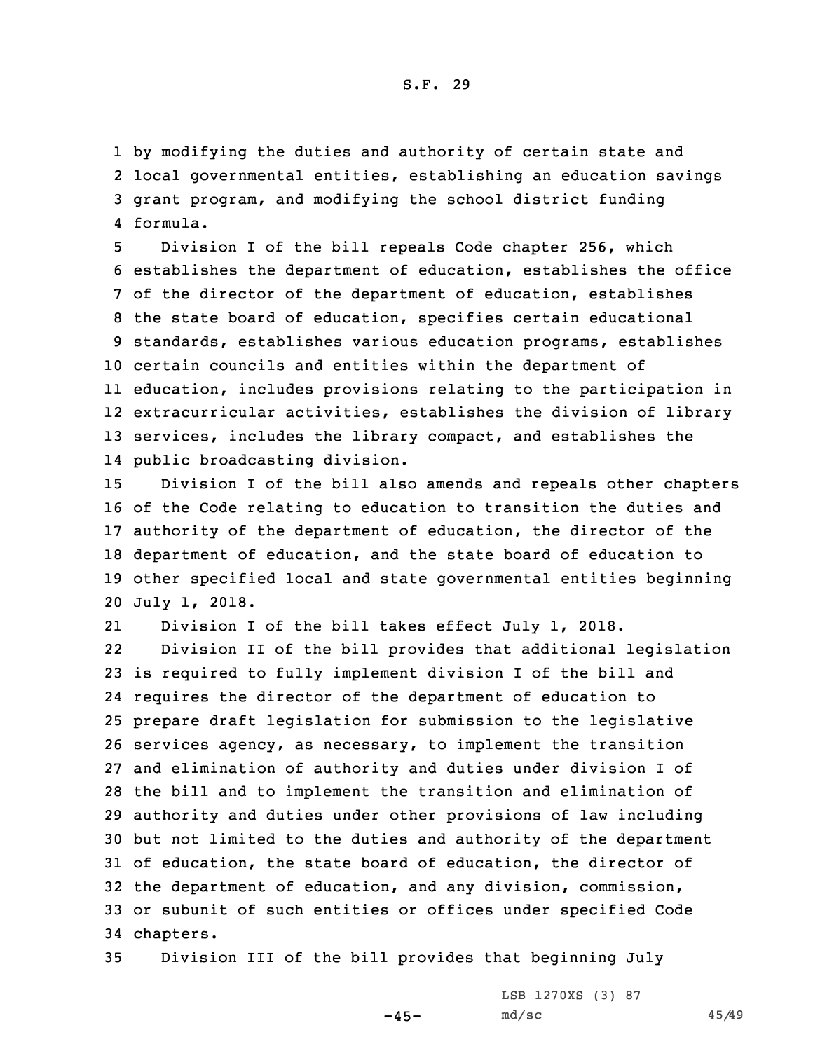by modifying the duties and authority of certain state and local governmental entities, establishing an education savings grant program, and modifying the school district funding formula.

Division I of the bill repeals Code chapter 256, which establishes the department of education, establishes the office of the director of the department of education, establishes the state board of education, specifies certain educational standards, establishes various education programs, establishes certain councils and entities within the department of education, includes provisions relating to the participation in extracurricular activities, establishes the division of library services, includes the library compact, and establishes the public broadcasting division.

Division I of the bill also amends and repeals other chapters of the Code relating to education to transition the duties and authority of the department of education, the director of the department of education, and the state board of education to other specified local and state governmental entities beginning July 1, 2018.

Division I of the bill takes effect July 1, 2018.

Division II of the bill provides that additional legislation is required to fully implement division I of the bill and requires the director of the department of education to prepare draft legislation for submission to the legislative services agency, as necessary, to implement the transition and elimination of authority and duties under division I of the bill and to implement the transition and elimination of authority and duties under other provisions of law including but not limited to the duties and authority of the department of education, the state board of education, the director of the department of education, and any division, commission, or subunit of such entities or offices under specified Code chapters.

Division III of the bill provides that beginning July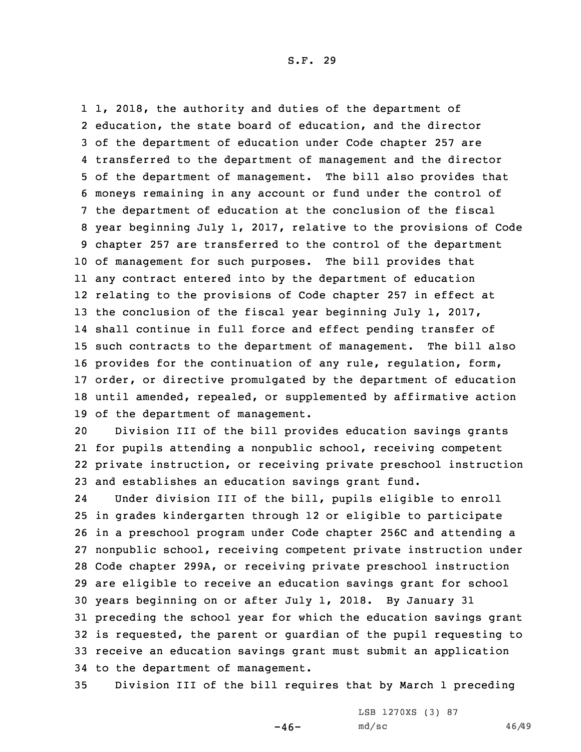1, 2018, the authority and duties of the department of education, the state board of education, and the director of the department of education under Code chapter 257 are transferred to the department of management and the director of the department of management. The bill also provides that moneys remaining in any account or fund under the control of the department of education at the conclusion of the fiscal year beginning July 1, 2017, relative to the provisions of Code chapter 257 are transferred to the control of the department of management for such purposes. The bill provides that any contract entered into by the department of education relating to the provisions of Code chapter 257 in effect at the conclusion of the fiscal year beginning July 1, 2017, shall continue in full force and effect pending transfer of such contracts to the department of management. The bill also provides for the continuation of any rule, regulation, form, order, or directive promulgated by the department of education until amended, repealed, or supplemented by affirmative action of the department of management.

Division III of the bill provides education savings grants for pupils attending a nonpublic school, receiving competent private instruction, or receiving private preschool instruction and establishes an education savings grant fund.

Under division III of the bill, pupils eligible to enroll in grades kindergarten through 12 or eligible to participate in a preschool program under Code chapter 256C and attending a nonpublic school, receiving competent private instruction under Code chapter 299A, or receiving private preschool instruction are eligible to receive an education savings grant for school years beginning on or after July 1, 2018. By January 31 preceding the school year for which the education savings grant is requested, the parent or guardian of the pupil requesting to receive an education savings grant must submit an application to the department of management.

Division III of the bill requires that by March 1 preceding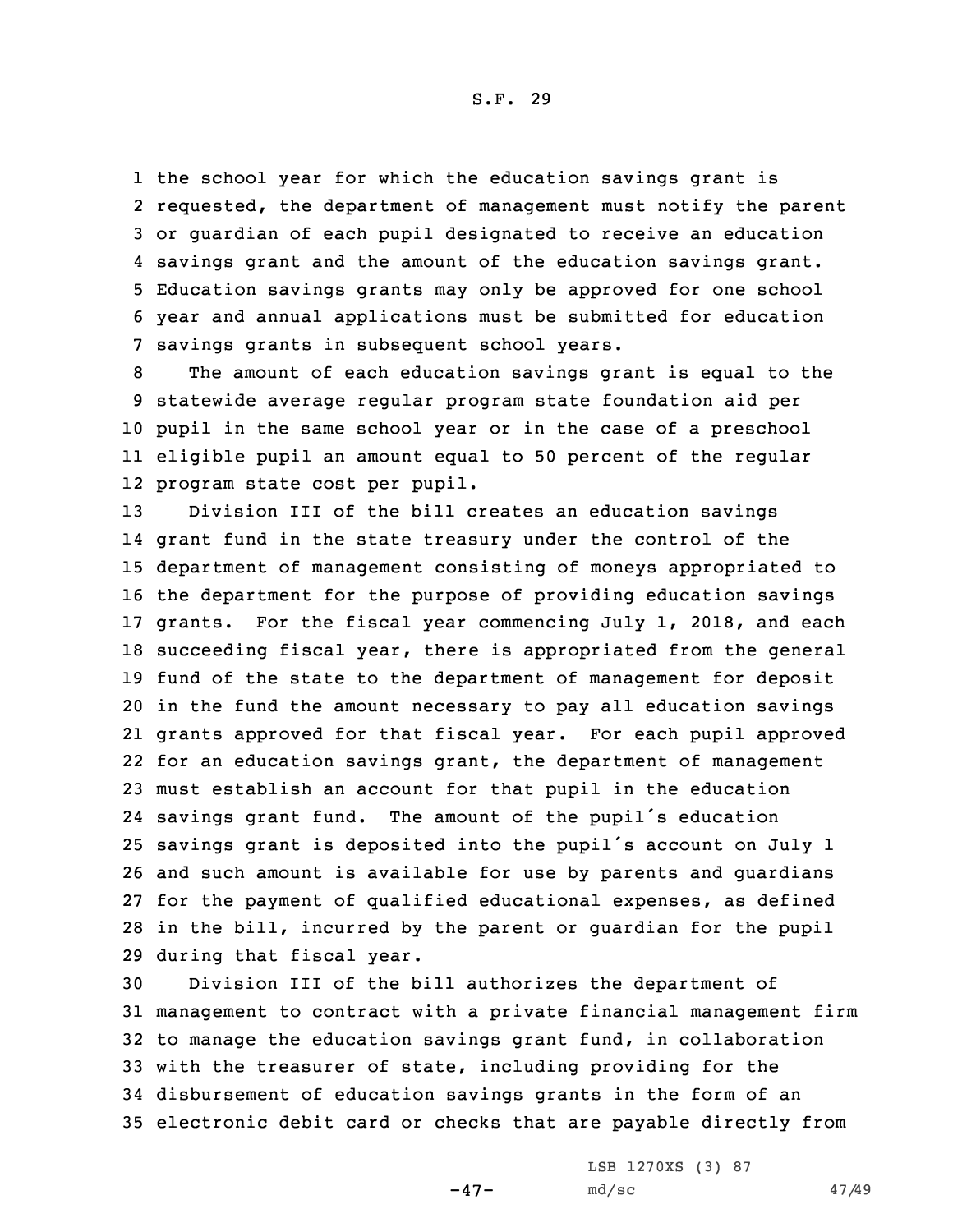the school year for which the education savings grant is requested, the department of management must notify the parent or guardian of each pupil designated to receive an education savings grant and the amount of the education savings grant. Education savings grants may only be approved for one school year and annual applications must be submitted for education savings grants in subsequent school years.

The amount of each education savings grant is equal to the statewide average regular program state foundation aid per pupil in the same school year or in the case of a preschool eligible pupil an amount equal to 50 percent of the regular program state cost per pupil.

Division III of the bill creates an education savings grant fund in the state treasury under the control of the department of management consisting of moneys appropriated to the department for the purpose of providing education savings grants. For the fiscal year commencing July 1, 2018, and each succeeding fiscal year, there is appropriated from the general fund of the state to the department of management for deposit in the fund the amount necessary to pay all education savings grants approved for that fiscal year. For each pupil approved for an education savings grant, the department of management must establish an account for that pupil in the education savings grant fund. The amount of the pupil's education savings grant is deposited into the pupil's account on July 1 and such amount is available for use by parents and guardians for the payment of qualified educational expenses, as defined in the bill, incurred by the parent or guardian for the pupil during that fiscal year.

Division III of the bill authorizes the department of management to contract with a private financial management firm to manage the education savings grant fund, in collaboration with the treasurer of state, including providing for the disbursement of education savings grants in the form of an electronic debit card or checks that are payable directly from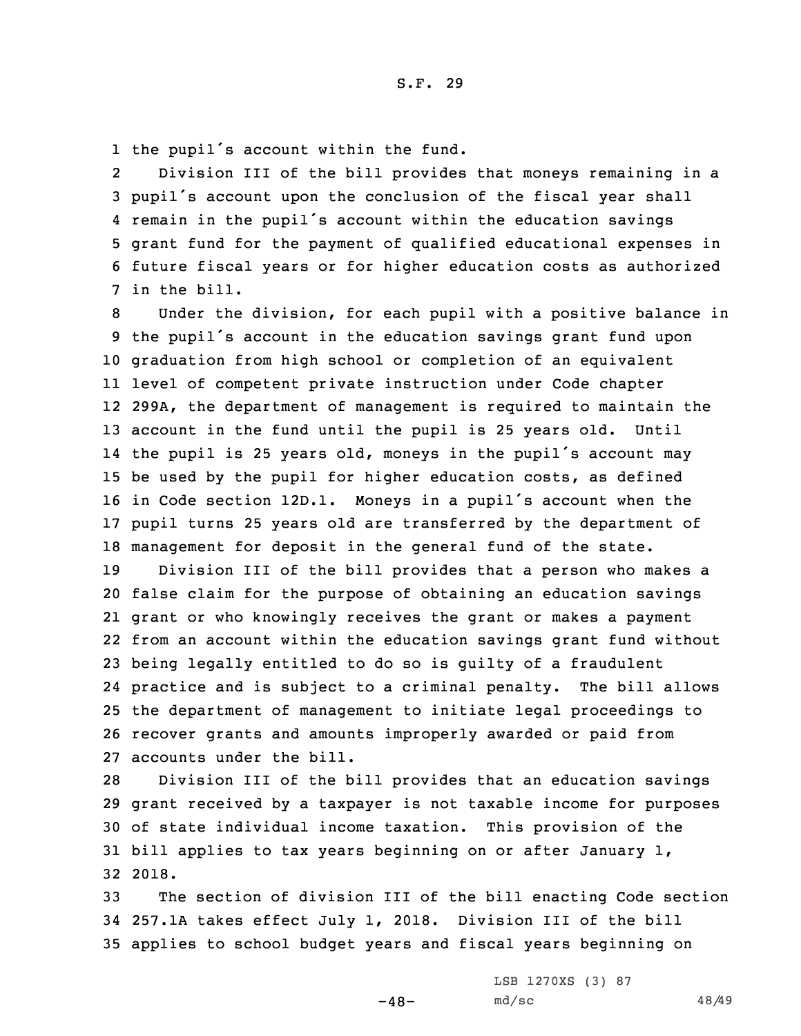the pupil's account within the fund.

Division III of the bill provides that moneys remaining in a pupil's account upon the conclusion of the fiscal year shall remain in the pupil's account within the education savings grant fund for the payment of qualified educational expenses in future fiscal years or for higher education costs as authorized in the bill.

Under the division, for each pupil with a positive balance in the pupil's account in the education savings grant fund upon graduation from high school or completion of an equivalent level of competent private instruction under Code chapter 299A, the department of management is required to maintain the account in the fund until the pupil is 25 years old. Until the pupil is 25 years old, moneys in the pupil's account may be used by the pupil for higher education costs, as defined in Code section 12D.1. Moneys in a pupil's account when the pupil turns 25 years old are transferred by the department of management for deposit in the general fund of the state.

Division III of the bill provides that a person who makes a false claim for the purpose of obtaining an education savings grant or who knowingly receives the grant or makes a payment from an account within the education savings grant fund without being legally entitled to do so is guilty of a fraudulent practice and is subject to a criminal penalty. The bill allows the department of management to initiate legal proceedings to recover grants and amounts improperly awarded or paid from accounts under the bill.

Division III of the bill provides that an education savings grant received by a taxpayer is not taxable income for purposes of state individual income taxation. This provision of the bill applies to tax years beginning on or after January 1, 2018.

The section of division III of the bill enacting Code section 257.1A takes effect July 1, 2018. Division III of the bill applies to school budget years and fiscal years beginning on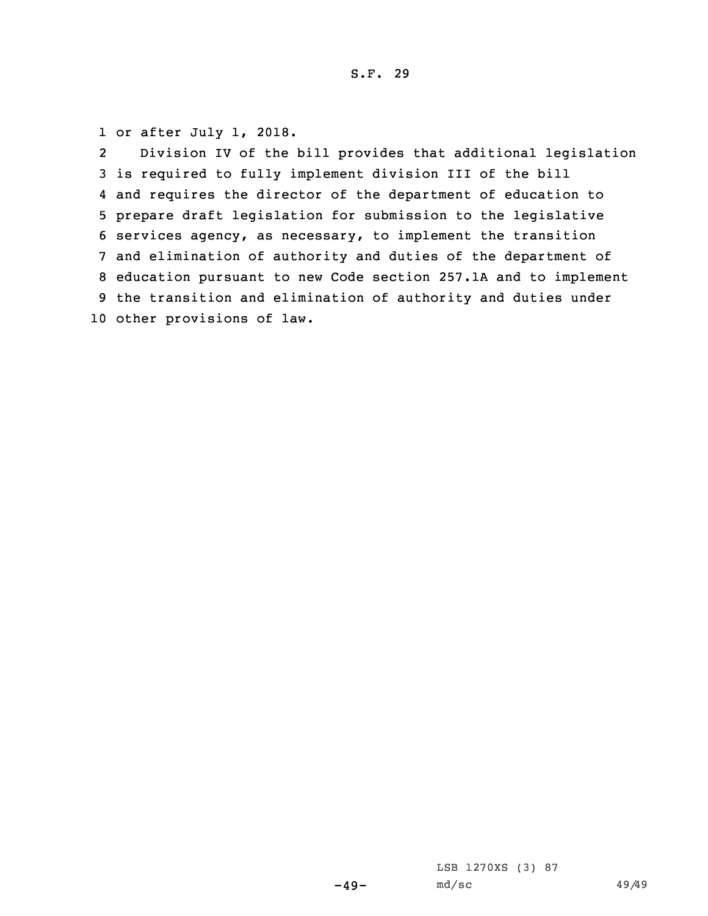or after July 1, 2018.

Division IV of the bill provides that additional legislation is required to fully implement division III of the bill and requires the director of the department of education to prepare draft legislation for submission to the legislative services agency, as necessary, to implement the transition and elimination of authority and duties of the department of education pursuant to new Code section 257.1A and to implement the transition and elimination of authority and duties under other provisions of law.

LSB 1270XS (3) 87
md/sc